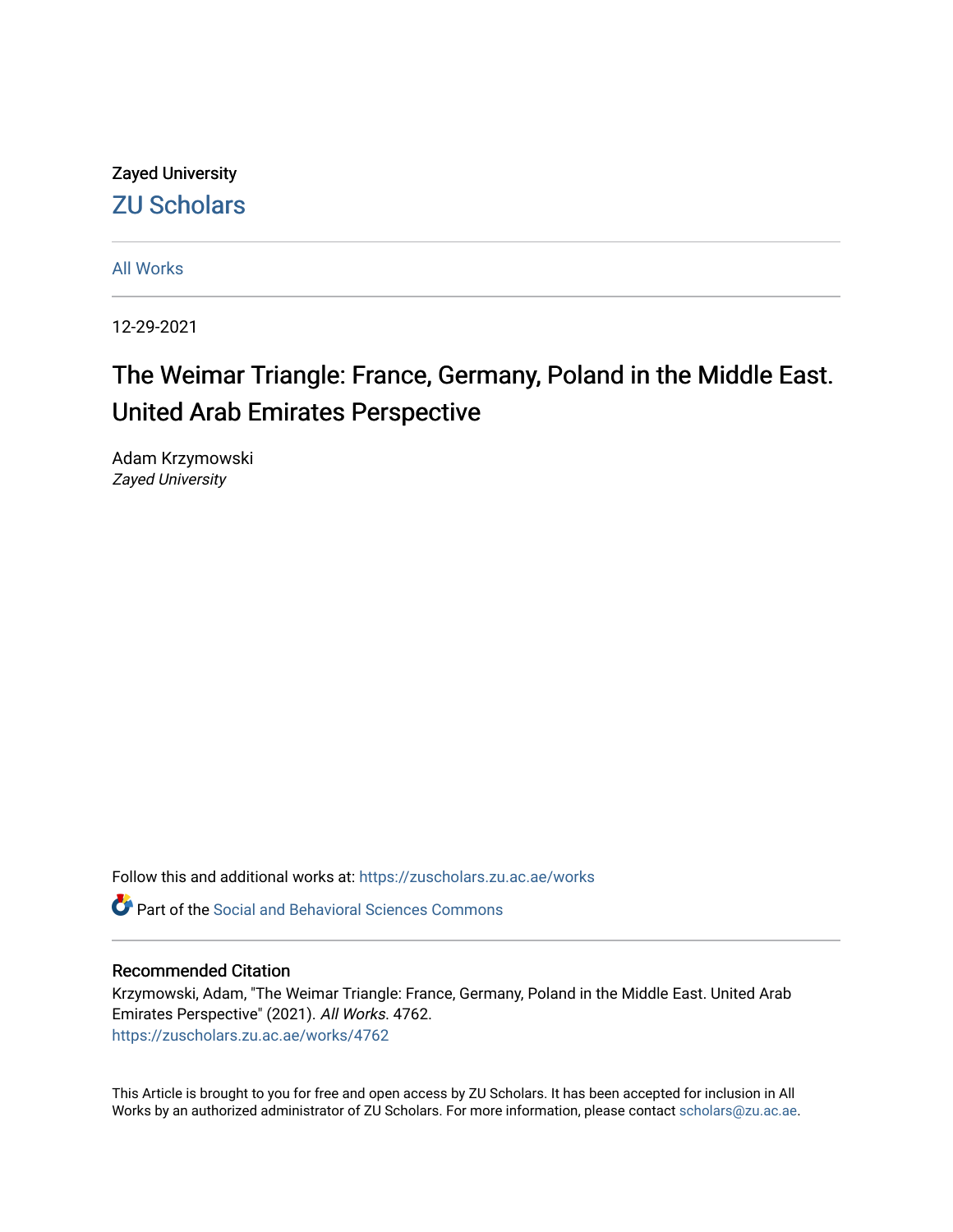Zayed University

ZU Scholars

All Works

12-29-2021

# The Weimar Triangle: France, Germany, Poland in the Middle East. United Arab Emirates Perspective

Adam Krzymowski
*Zayed University*

Follow this and additional works at: https://zuscholars.zu.ac.ae/works

Part of the Social and Behavioral Sciences Commons

## Recommended Citation

Krzymowski, Adam, "The Weimar Triangle: France, Germany, Poland in the Middle East. United Arab Emirates Perspective" (2021). *All Works*. 4762.
https://zuscholars.zu.ac.ae/works/4762

This Article is brought to you for free and open access by ZU Scholars. It has been accepted for inclusion in All Works by an authorized administrator of ZU Scholars. For more information, please contact scholars@zu.ac.ae.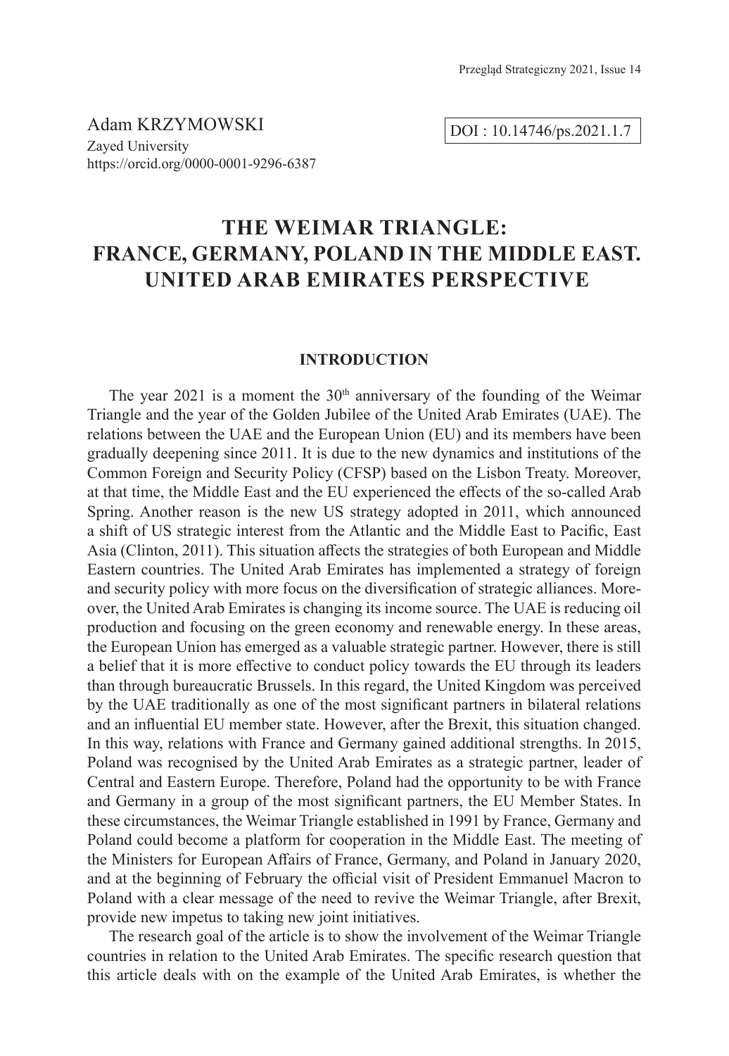Adam KRZYMOWSKI

Zayed University

https://orcid.org/0000-0001-9296-6387

DOI : 10.14746/ps.2021.1.7

# THE WEIMAR TRIANGLE: FRANCE, GERMANY, POLAND IN THE MIDDLE EAST. UNITED ARAB EMIRATES PERSPECTIVE

## INTRODUCTION

The year 2021 is a moment the 30th anniversary of the founding of the Weimar Triangle and the year of the Golden Jubilee of the United Arab Emirates (UAE). The relations between the UAE and the European Union (EU) and its members have been gradually deepening since 2011. It is due to the new dynamics and institutions of the Common Foreign and Security Policy (CFSP) based on the Lisbon Treaty. Moreover, at that time, the Middle East and the EU experienced the effects of the so-called Arab Spring. Another reason is the new US strategy adopted in 2011, which announced a shift of US strategic interest from the Atlantic and the Middle East to Pacific, East Asia (Clinton, 2011). This situation affects the strategies of both European and Middle Eastern countries. The United Arab Emirates has implemented a strategy of foreign and security policy with more focus on the diversification of strategic alliances. Moreover, the United Arab Emirates is changing its income source. The UAE is reducing oil production and focusing on the green economy and renewable energy. In these areas, the European Union has emerged as a valuable strategic partner. However, there is still a belief that it is more effective to conduct policy towards the EU through its leaders than through bureaucratic Brussels. In this regard, the United Kingdom was perceived by the UAE traditionally as one of the most significant partners in bilateral relations and an influential EU member state. However, after the Brexit, this situation changed. In this way, relations with France and Germany gained additional strengths. In 2015, Poland was recognised by the United Arab Emirates as a strategic partner, leader of Central and Eastern Europe. Therefore, Poland had the opportunity to be with France and Germany in a group of the most significant partners, the EU Member States. In these circumstances, the Weimar Triangle established in 1991 by France, Germany and Poland could become a platform for cooperation in the Middle East. The meeting of the Ministers for European Affairs of France, Germany, and Poland in January 2020, and at the beginning of February the official visit of President Emmanuel Macron to Poland with a clear message of the need to revive the Weimar Triangle, after Brexit, provide new impetus to taking new joint initiatives.

The research goal of the article is to show the involvement of the Weimar Triangle countries in relation to the United Arab Emirates. The specific research question that this article deals with on the example of the United Arab Emirates, is whether the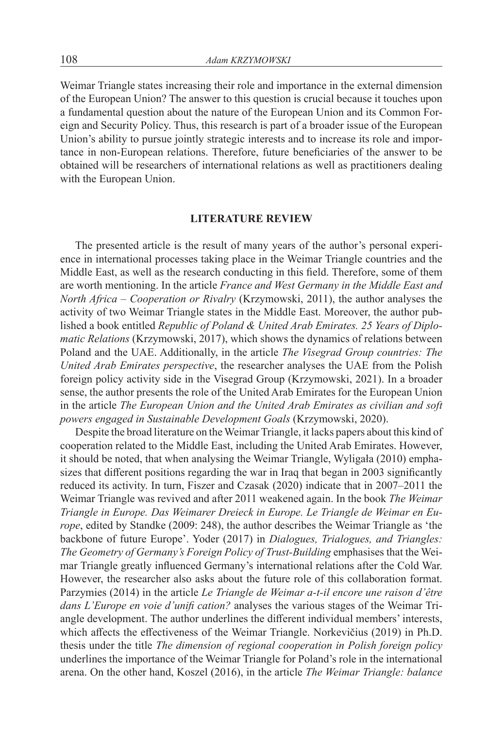Weimar Triangle states increasing their role and importance in the external dimension of the European Union? The answer to this question is crucial because it touches upon a fundamental question about the nature of the European Union and its Common Foreign and Security Policy. Thus, this research is part of a broader issue of the European Union's ability to pursue jointly strategic interests and to increase its role and importance in non-European relations. Therefore, future beneficiaries of the answer to be obtained will be researchers of international relations as well as practitioners dealing with the European Union.

## LITERATURE REVIEW

The presented article is the result of many years of the author's personal experience in international processes taking place in the Weimar Triangle countries and the Middle East, as well as the research conducting in this field. Therefore, some of them are worth mentioning. In the article *France and West Germany in the Middle East and North Africa – Cooperation or Rivalry* (Krzymowski, 2011), the author analyses the activity of two Weimar Triangle states in the Middle East. Moreover, the author published a book entitled *Republic of Poland & United Arab Emirates. 25 Years of Diplomatic Relations* (Krzymowski, 2017), which shows the dynamics of relations between Poland and the UAE. Additionally, in the article *The Visegrad Group countries: The United Arab Emirates perspective*, the researcher analyses the UAE from the Polish foreign policy activity side in the Visegrad Group (Krzymowski, 2021). In a broader sense, the author presents the role of the United Arab Emirates for the European Union in the article *The European Union and the United Arab Emirates as civilian and soft powers engaged in Sustainable Development Goals* (Krzymowski, 2020).

Despite the broad literature on the Weimar Triangle, it lacks papers about this kind of cooperation related to the Middle East, including the United Arab Emirates. However, it should be noted, that when analysing the Weimar Triangle, Wyligała (2010) emphasizes that different positions regarding the war in Iraq that began in 2003 significantly reduced its activity. In turn, Fiszer and Czasak (2020) indicate that in 2007–2011 the Weimar Triangle was revived and after 2011 weakened again. In the book *The Weimar Triangle in Europe. Das Weimarer Dreieck in Europe. Le Triangle de Weimar en Europe*, edited by Standke (2009: 248), the author describes the Weimar Triangle as 'the backbone of future Europe'. Yoder (2017) in *Dialogues, Trialogues, and Triangles: The Geometry of Germany's Foreign Policy of Trust-Building* emphasises that the Weimar Triangle greatly influenced Germany's international relations after the Cold War. However, the researcher also asks about the future role of this collaboration format. Parzymies (2014) in the article *Le Triangle de Weimar a-t-il encore une raison d'être dans L'Europe en voie d'unifi cation?* analyses the various stages of the Weimar Triangle development. The author underlines the different individual members' interests, which affects the effectiveness of the Weimar Triangle. Norkevičius (2019) in Ph.D. thesis under the title *The dimension of regional cooperation in Polish foreign policy* underlines the importance of the Weimar Triangle for Poland's role in the international arena. On the other hand, Koszel (2016), in the article *The Weimar Triangle: balance*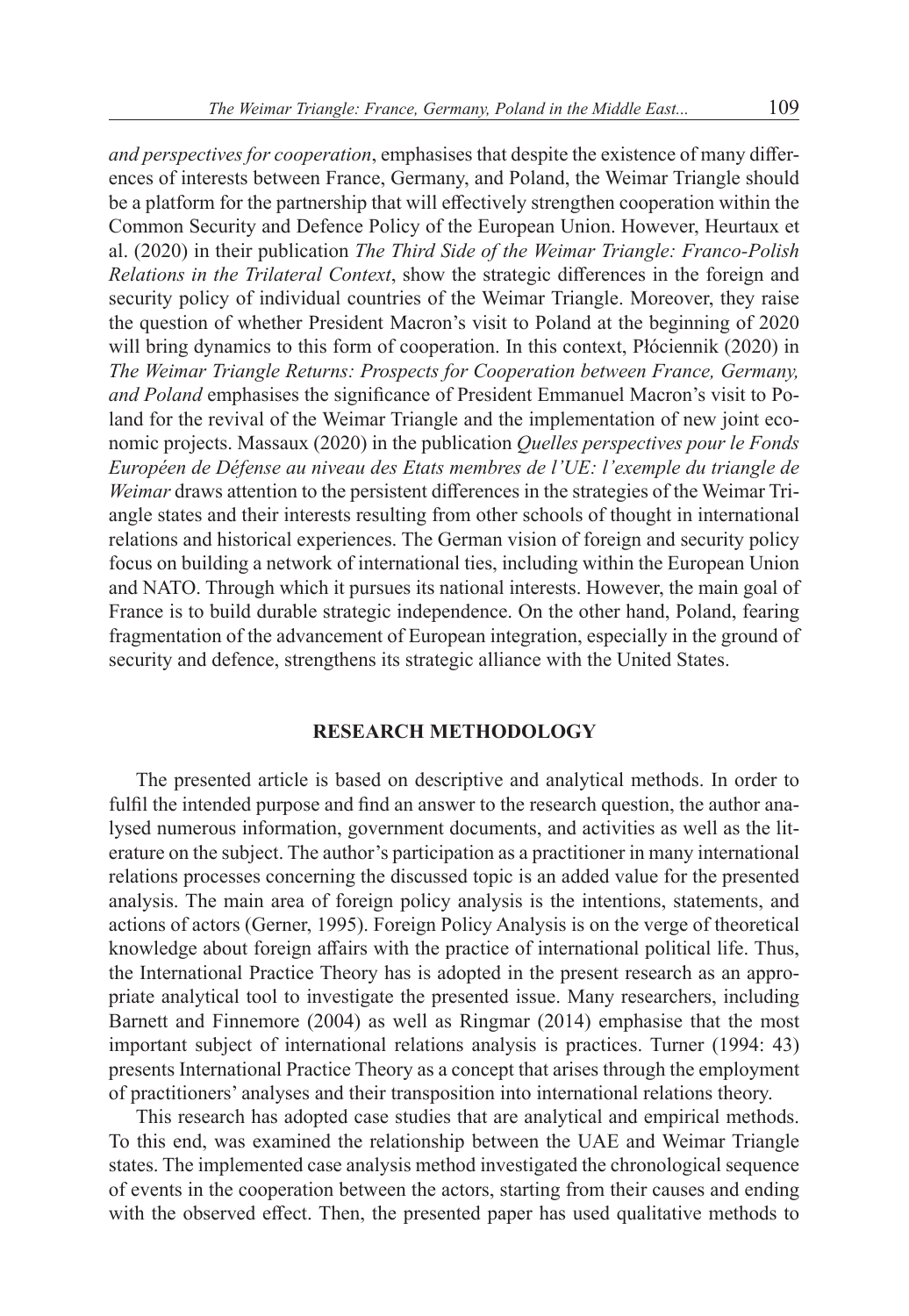*and perspectives for cooperation*, emphasises that despite the existence of many differences of interests between France, Germany, and Poland, the Weimar Triangle should be a platform for the partnership that will effectively strengthen cooperation within the Common Security and Defence Policy of the European Union. However, Heurtaux et al. (2020) in their publication *The Third Side of the Weimar Triangle: Franco-Polish Relations in the Trilateral Context*, show the strategic differences in the foreign and security policy of individual countries of the Weimar Triangle. Moreover, they raise the question of whether President Macron's visit to Poland at the beginning of 2020 will bring dynamics to this form of cooperation. In this context, Płóciennik (2020) in *The Weimar Triangle Returns: Prospects for Cooperation between France, Germany, and Poland* emphasises the significance of President Emmanuel Macron's visit to Poland for the revival of the Weimar Triangle and the implementation of new joint economic projects. Massaux (2020) in the publication *Quelles perspectives pour le Fonds Européen de Défense au niveau des Etats membres de l'UE: l'exemple du triangle de Weimar* draws attention to the persistent differences in the strategies of the Weimar Triangle states and their interests resulting from other schools of thought in international relations and historical experiences. The German vision of foreign and security policy focus on building a network of international ties, including within the European Union and NATO. Through which it pursues its national interests. However, the main goal of France is to build durable strategic independence. On the other hand, Poland, fearing fragmentation of the advancement of European integration, especially in the ground of security and defence, strengthens its strategic alliance with the United States.

## RESEARCH METHODOLOGY

The presented article is based on descriptive and analytical methods. In order to fulfil the intended purpose and find an answer to the research question, the author analysed numerous information, government documents, and activities as well as the literature on the subject. The author's participation as a practitioner in many international relations processes concerning the discussed topic is an added value for the presented analysis. The main area of foreign policy analysis is the intentions, statements, and actions of actors (Gerner, 1995). Foreign Policy Analysis is on the verge of theoretical knowledge about foreign affairs with the practice of international political life. Thus, the International Practice Theory has is adopted in the present research as an appropriate analytical tool to investigate the presented issue. Many researchers, including Barnett and Finnemore (2004) as well as Ringmar (2014) emphasise that the most important subject of international relations analysis is practices. Turner (1994: 43) presents International Practice Theory as a concept that arises through the employment of practitioners' analyses and their transposition into international relations theory.

This research has adopted case studies that are analytical and empirical methods. To this end, was examined the relationship between the UAE and Weimar Triangle states. The implemented case analysis method investigated the chronological sequence of events in the cooperation between the actors, starting from their causes and ending with the observed effect. Then, the presented paper has used qualitative methods to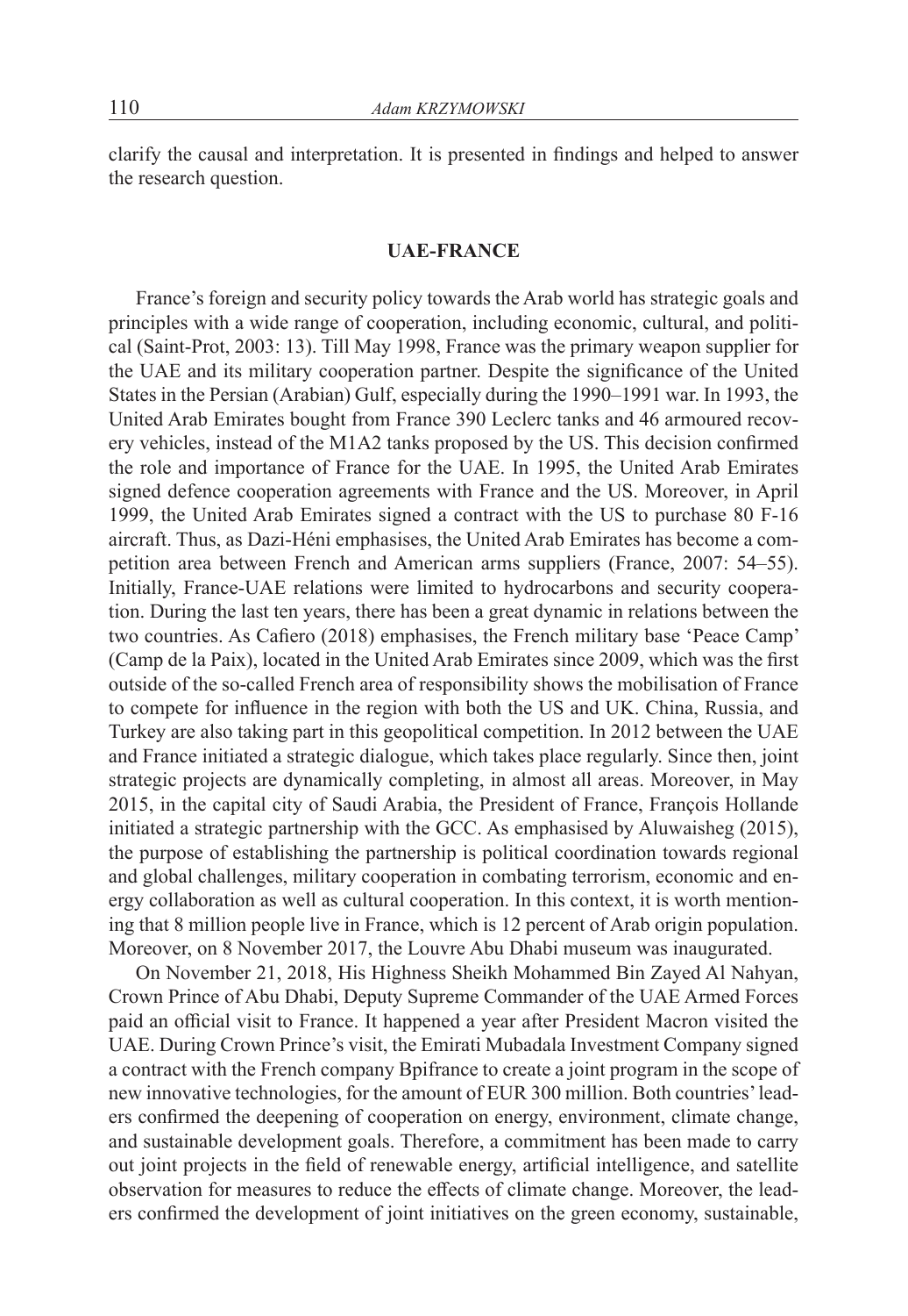clarify the causal and interpretation. It is presented in findings and helped to answer the research question.

## UAE-FRANCE

France's foreign and security policy towards the Arab world has strategic goals and principles with a wide range of cooperation, including economic, cultural, and political (Saint-Prot, 2003: 13). Till May 1998, France was the primary weapon supplier for the UAE and its military cooperation partner. Despite the significance of the United States in the Persian (Arabian) Gulf, especially during the 1990–1991 war. In 1993, the United Arab Emirates bought from France 390 Leclerc tanks and 46 armoured recovery vehicles, instead of the M1A2 tanks proposed by the US. This decision confirmed the role and importance of France for the UAE. In 1995, the United Arab Emirates signed defence cooperation agreements with France and the US. Moreover, in April 1999, the United Arab Emirates signed a contract with the US to purchase 80 F-16 aircraft. Thus, as Dazi-Héni emphasises, the United Arab Emirates has become a competition area between French and American arms suppliers (France, 2007: 54–55). Initially, France-UAE relations were limited to hydrocarbons and security cooperation. During the last ten years, there has been a great dynamic in relations between the two countries. As Cafiero (2018) emphasises, the French military base 'Peace Camp' (Camp de la Paix), located in the United Arab Emirates since 2009, which was the first outside of the so-called French area of responsibility shows the mobilisation of France to compete for influence in the region with both the US and UK. China, Russia, and Turkey are also taking part in this geopolitical competition. In 2012 between the UAE and France initiated a strategic dialogue, which takes place regularly. Since then, joint strategic projects are dynamically completing, in almost all areas. Moreover, in May 2015, in the capital city of Saudi Arabia, the President of France, François Hollande initiated a strategic partnership with the GCC. As emphasised by Aluwaisheg (2015), the purpose of establishing the partnership is political coordination towards regional and global challenges, military cooperation in combating terrorism, economic and energy collaboration as well as cultural cooperation. In this context, it is worth mentioning that 8 million people live in France, which is 12 percent of Arab origin population. Moreover, on 8 November 2017, the Louvre Abu Dhabi museum was inaugurated.

On November 21, 2018, His Highness Sheikh Mohammed Bin Zayed Al Nahyan, Crown Prince of Abu Dhabi, Deputy Supreme Commander of the UAE Armed Forces paid an official visit to France. It happened a year after President Macron visited the UAE. During Crown Prince's visit, the Emirati Mubadala Investment Company signed a contract with the French company Bpifrance to create a joint program in the scope of new innovative technologies, for the amount of EUR 300 million. Both countries' leaders confirmed the deepening of cooperation on energy, environment, climate change, and sustainable development goals. Therefore, a commitment has been made to carry out joint projects in the field of renewable energy, artificial intelligence, and satellite observation for measures to reduce the effects of climate change. Moreover, the leaders confirmed the development of joint initiatives on the green economy, sustainable,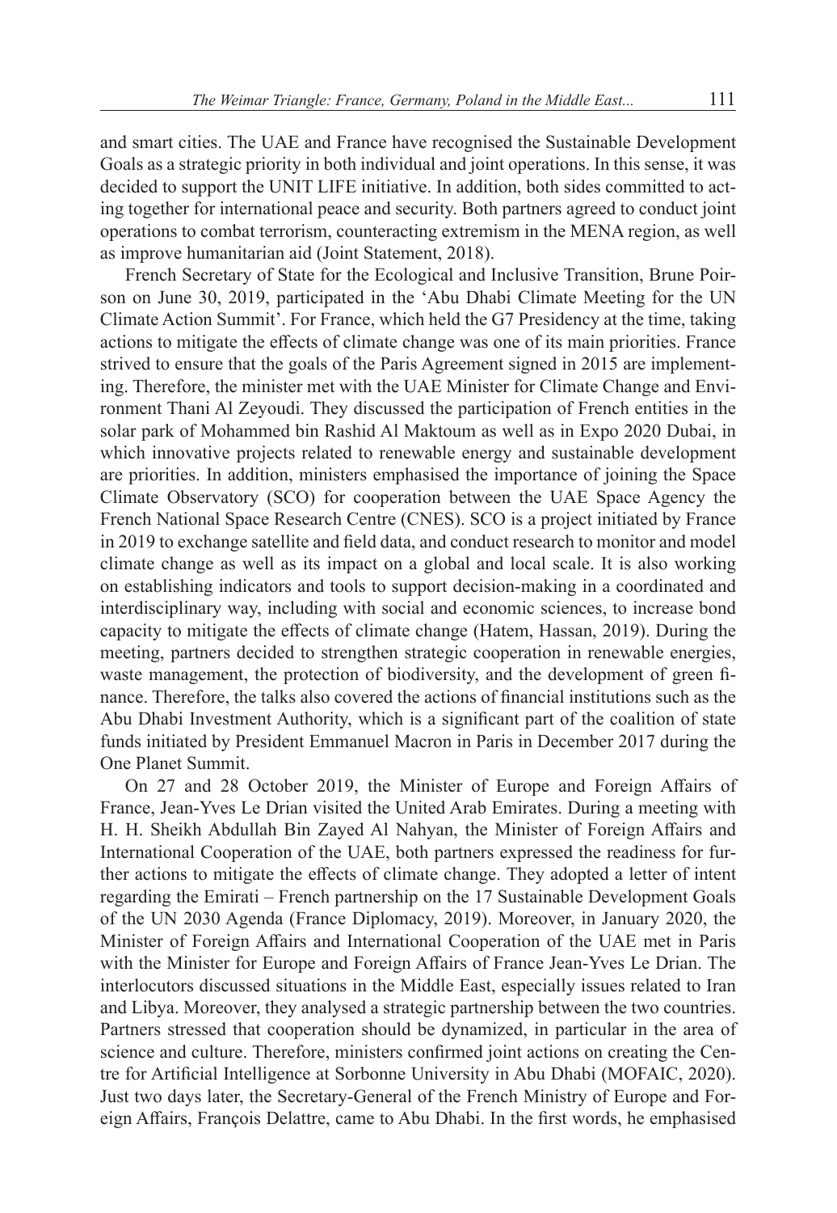and smart cities. The UAE and France have recognised the Sustainable Development Goals as a strategic priority in both individual and joint operations. In this sense, it was decided to support the UNIT LIFE initiative. In addition, both sides committed to acting together for international peace and security. Both partners agreed to conduct joint operations to combat terrorism, counteracting extremism in the MENA region, as well as improve humanitarian aid (Joint Statement, 2018).

French Secretary of State for the Ecological and Inclusive Transition, Brune Poirson on June 30, 2019, participated in the 'Abu Dhabi Climate Meeting for the UN Climate Action Summit'. For France, which held the G7 Presidency at the time, taking actions to mitigate the effects of climate change was one of its main priorities. France strived to ensure that the goals of the Paris Agreement signed in 2015 are implementing. Therefore, the minister met with the UAE Minister for Climate Change and Environment Thani Al Zeyoudi. They discussed the participation of French entities in the solar park of Mohammed bin Rashid Al Maktoum as well as in Expo 2020 Dubai, in which innovative projects related to renewable energy and sustainable development are priorities. In addition, ministers emphasised the importance of joining the Space Climate Observatory (SCO) for cooperation between the UAE Space Agency the French National Space Research Centre (CNES). SCO is a project initiated by France in 2019 to exchange satellite and field data, and conduct research to monitor and model climate change as well as its impact on a global and local scale. It is also working on establishing indicators and tools to support decision-making in a coordinated and interdisciplinary way, including with social and economic sciences, to increase bond capacity to mitigate the effects of climate change (Hatem, Hassan, 2019). During the meeting, partners decided to strengthen strategic cooperation in renewable energies, waste management, the protection of biodiversity, and the development of green finance. Therefore, the talks also covered the actions of financial institutions such as the Abu Dhabi Investment Authority, which is a significant part of the coalition of state funds initiated by President Emmanuel Macron in Paris in December 2017 during the One Planet Summit.

On 27 and 28 October 2019, the Minister of Europe and Foreign Affairs of France, Jean-Yves Le Drian visited the United Arab Emirates. During a meeting with H. H. Sheikh Abdullah Bin Zayed Al Nahyan, the Minister of Foreign Affairs and International Cooperation of the UAE, both partners expressed the readiness for further actions to mitigate the effects of climate change. They adopted a letter of intent regarding the Emirati – French partnership on the 17 Sustainable Development Goals of the UN 2030 Agenda (France Diplomacy, 2019). Moreover, in January 2020, the Minister of Foreign Affairs and International Cooperation of the UAE met in Paris with the Minister for Europe and Foreign Affairs of France Jean-Yves Le Drian. The interlocutors discussed situations in the Middle East, especially issues related to Iran and Libya. Moreover, they analysed a strategic partnership between the two countries. Partners stressed that cooperation should be dynamized, in particular in the area of science and culture. Therefore, ministers confirmed joint actions on creating the Centre for Artificial Intelligence at Sorbonne University in Abu Dhabi (MOFAIC, 2020). Just two days later, the Secretary-General of the French Ministry of Europe and Foreign Affairs, François Delattre, came to Abu Dhabi. In the first words, he emphasised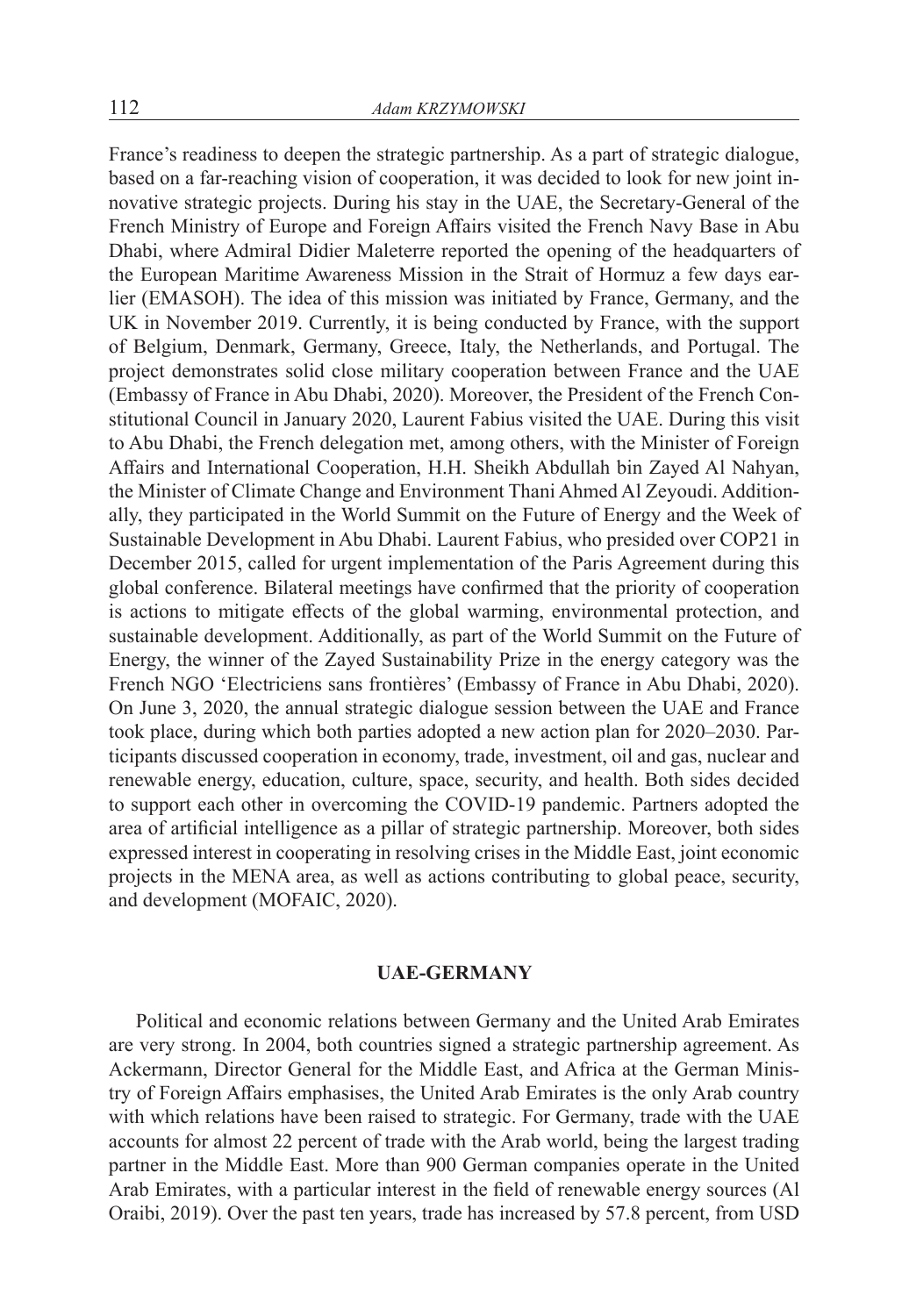France's readiness to deepen the strategic partnership. As a part of strategic dialogue, based on a far-reaching vision of cooperation, it was decided to look for new joint innovative strategic projects. During his stay in the UAE, the Secretary-General of the French Ministry of Europe and Foreign Affairs visited the French Navy Base in Abu Dhabi, where Admiral Didier Maleterre reported the opening of the headquarters of the European Maritime Awareness Mission in the Strait of Hormuz a few days earlier (EMASOH). The idea of this mission was initiated by France, Germany, and the UK in November 2019. Currently, it is being conducted by France, with the support of Belgium, Denmark, Germany, Greece, Italy, the Netherlands, and Portugal. The project demonstrates solid close military cooperation between France and the UAE (Embassy of France in Abu Dhabi, 2020). Moreover, the President of the French Constitutional Council in January 2020, Laurent Fabius visited the UAE. During this visit to Abu Dhabi, the French delegation met, among others, with the Minister of Foreign Affairs and International Cooperation, H.H. Sheikh Abdullah bin Zayed Al Nahyan, the Minister of Climate Change and Environment Thani Ahmed Al Zeyoudi. Additionally, they participated in the World Summit on the Future of Energy and the Week of Sustainable Development in Abu Dhabi. Laurent Fabius, who presided over COP21 in December 2015, called for urgent implementation of the Paris Agreement during this global conference. Bilateral meetings have confirmed that the priority of cooperation is actions to mitigate effects of the global warming, environmental protection, and sustainable development. Additionally, as part of the World Summit on the Future of Energy, the winner of the Zayed Sustainability Prize in the energy category was the French NGO 'Electriciens sans frontières' (Embassy of France in Abu Dhabi, 2020). On June 3, 2020, the annual strategic dialogue session between the UAE and France took place, during which both parties adopted a new action plan for 2020–2030. Participants discussed cooperation in economy, trade, investment, oil and gas, nuclear and renewable energy, education, culture, space, security, and health. Both sides decided to support each other in overcoming the COVID-19 pandemic. Partners adopted the area of artificial intelligence as a pillar of strategic partnership. Moreover, both sides expressed interest in cooperating in resolving crises in the Middle East, joint economic projects in the MENA area, as well as actions contributing to global peace, security, and development (MOFAIC, 2020).

## UAE-GERMANY

Political and economic relations between Germany and the United Arab Emirates are very strong. In 2004, both countries signed a strategic partnership agreement. As Ackermann, Director General for the Middle East, and Africa at the German Ministry of Foreign Affairs emphasises, the United Arab Emirates is the only Arab country with which relations have been raised to strategic. For Germany, trade with the UAE accounts for almost 22 percent of trade with the Arab world, being the largest trading partner in the Middle East. More than 900 German companies operate in the United Arab Emirates, with a particular interest in the field of renewable energy sources (Al Oraibi, 2019). Over the past ten years, trade has increased by 57.8 percent, from USD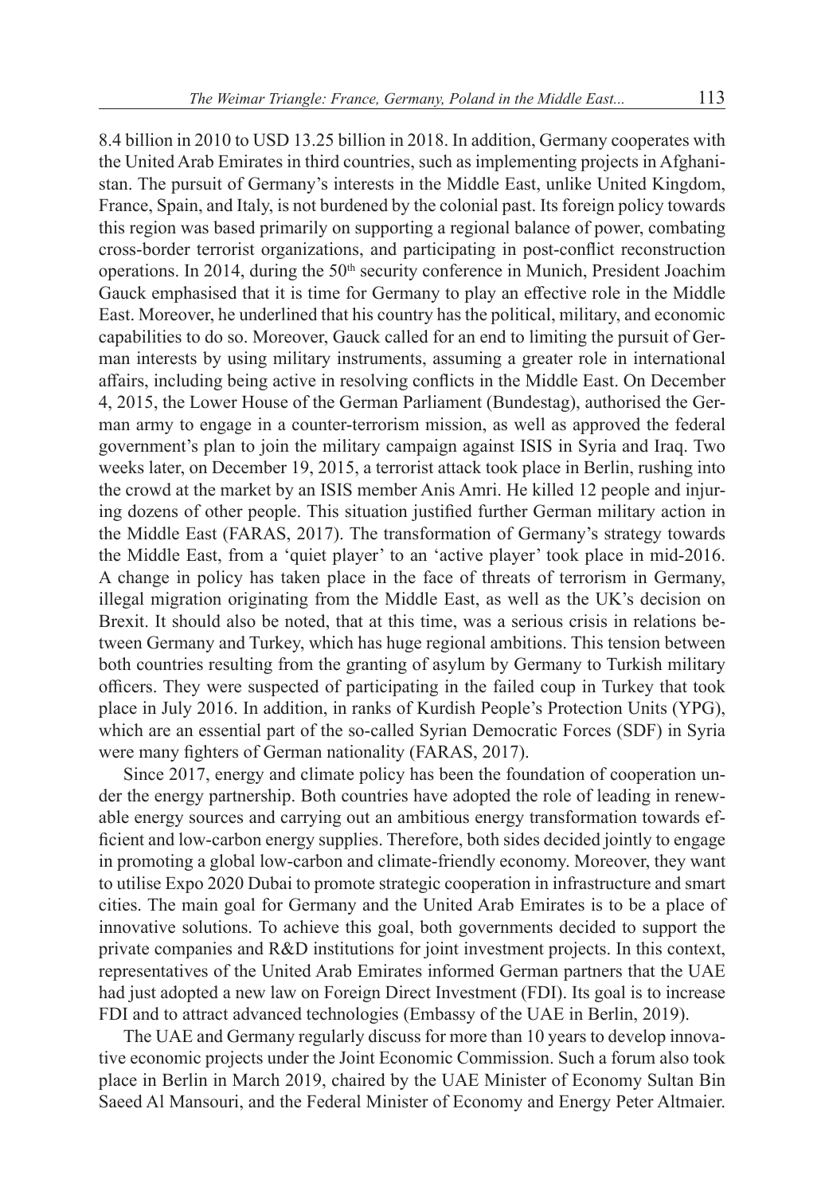8.4 billion in 2010 to USD 13.25 billion in 2018. In addition, Germany cooperates with the United Arab Emirates in third countries, such as implementing projects in Afghanistan. The pursuit of Germany's interests in the Middle East, unlike United Kingdom, France, Spain, and Italy, is not burdened by the colonial past. Its foreign policy towards this region was based primarily on supporting a regional balance of power, combating cross-border terrorist organizations, and participating in post-conflict reconstruction operations. In 2014, during the 50th security conference in Munich, President Joachim Gauck emphasised that it is time for Germany to play an effective role in the Middle East. Moreover, he underlined that his country has the political, military, and economic capabilities to do so. Moreover, Gauck called for an end to limiting the pursuit of German interests by using military instruments, assuming a greater role in international affairs, including being active in resolving conflicts in the Middle East. On December 4, 2015, the Lower House of the German Parliament (Bundestag), authorised the German army to engage in a counter-terrorism mission, as well as approved the federal government's plan to join the military campaign against ISIS in Syria and Iraq. Two weeks later, on December 19, 2015, a terrorist attack took place in Berlin, rushing into the crowd at the market by an ISIS member Anis Amri. He killed 12 people and injuring dozens of other people. This situation justified further German military action in the Middle East (FARAS, 2017). The transformation of Germany's strategy towards the Middle East, from a 'quiet player' to an 'active player' took place in mid-2016. A change in policy has taken place in the face of threats of terrorism in Germany, illegal migration originating from the Middle East, as well as the UK's decision on Brexit. It should also be noted, that at this time, was a serious crisis in relations between Germany and Turkey, which has huge regional ambitions. This tension between both countries resulting from the granting of asylum by Germany to Turkish military officers. They were suspected of participating in the failed coup in Turkey that took place in July 2016. In addition, in ranks of Kurdish People's Protection Units (YPG), which are an essential part of the so-called Syrian Democratic Forces (SDF) in Syria were many fighters of German nationality (FARAS, 2017).

Since 2017, energy and climate policy has been the foundation of cooperation under the energy partnership. Both countries have adopted the role of leading in renewable energy sources and carrying out an ambitious energy transformation towards efficient and low-carbon energy supplies. Therefore, both sides decided jointly to engage in promoting a global low-carbon and climate-friendly economy. Moreover, they want to utilise Expo 2020 Dubai to promote strategic cooperation in infrastructure and smart cities. The main goal for Germany and the United Arab Emirates is to be a place of innovative solutions. To achieve this goal, both governments decided to support the private companies and R&D institutions for joint investment projects. In this context, representatives of the United Arab Emirates informed German partners that the UAE had just adopted a new law on Foreign Direct Investment (FDI). Its goal is to increase FDI and to attract advanced technologies (Embassy of the UAE in Berlin, 2019).

The UAE and Germany regularly discuss for more than 10 years to develop innovative economic projects under the Joint Economic Commission. Such a forum also took place in Berlin in March 2019, chaired by the UAE Minister of Economy Sultan Bin Saeed Al Mansouri, and the Federal Minister of Economy and Energy Peter Altmaier.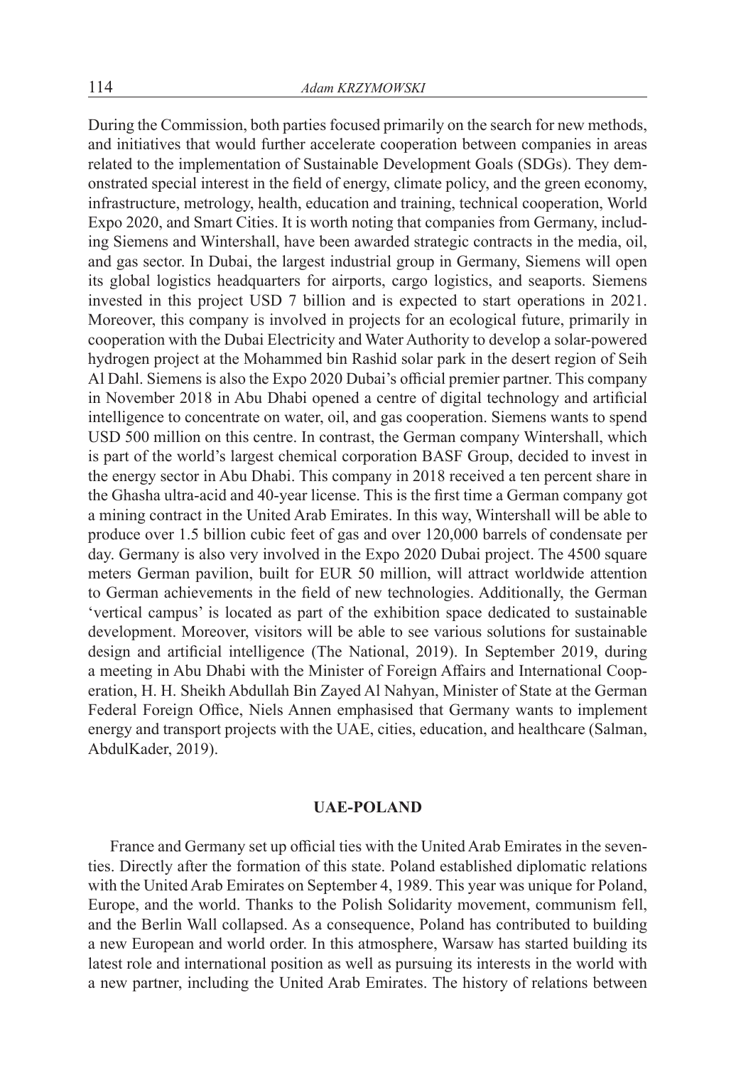During the Commission, both parties focused primarily on the search for new methods, and initiatives that would further accelerate cooperation between companies in areas related to the implementation of Sustainable Development Goals (SDGs). They demonstrated special interest in the field of energy, climate policy, and the green economy, infrastructure, metrology, health, education and training, technical cooperation, World Expo 2020, and Smart Cities. It is worth noting that companies from Germany, including Siemens and Wintershall, have been awarded strategic contracts in the media, oil, and gas sector. In Dubai, the largest industrial group in Germany, Siemens will open its global logistics headquarters for airports, cargo logistics, and seaports. Siemens invested in this project USD 7 billion and is expected to start operations in 2021. Moreover, this company is involved in projects for an ecological future, primarily in cooperation with the Dubai Electricity and Water Authority to develop a solar-powered hydrogen project at the Mohammed bin Rashid solar park in the desert region of Seih Al Dahl. Siemens is also the Expo 2020 Dubai's official premier partner. This company in November 2018 in Abu Dhabi opened a centre of digital technology and artificial intelligence to concentrate on water, oil, and gas cooperation. Siemens wants to spend USD 500 million on this centre. In contrast, the German company Wintershall, which is part of the world's largest chemical corporation BASF Group, decided to invest in the energy sector in Abu Dhabi. This company in 2018 received a ten percent share in the Ghasha ultra-acid and 40-year license. This is the first time a German company got a mining contract in the United Arab Emirates. In this way, Wintershall will be able to produce over 1.5 billion cubic feet of gas and over 120,000 barrels of condensate per day. Germany is also very involved in the Expo 2020 Dubai project. The 4500 square meters German pavilion, built for EUR 50 million, will attract worldwide attention to German achievements in the field of new technologies. Additionally, the German 'vertical campus' is located as part of the exhibition space dedicated to sustainable development. Moreover, visitors will be able to see various solutions for sustainable design and artificial intelligence (The National, 2019). In September 2019, during a meeting in Abu Dhabi with the Minister of Foreign Affairs and International Cooperation, H. H. Sheikh Abdullah Bin Zayed Al Nahyan, Minister of State at the German Federal Foreign Office, Niels Annen emphasised that Germany wants to implement energy and transport projects with the UAE, cities, education, and healthcare (Salman, AbdulKader, 2019).

## UAE-POLAND

France and Germany set up official ties with the United Arab Emirates in the seventies. Directly after the formation of this state. Poland established diplomatic relations with the United Arab Emirates on September 4, 1989. This year was unique for Poland, Europe, and the world. Thanks to the Polish Solidarity movement, communism fell, and the Berlin Wall collapsed. As a consequence, Poland has contributed to building a new European and world order. In this atmosphere, Warsaw has started building its latest role and international position as well as pursuing its interests in the world with a new partner, including the United Arab Emirates. The history of relations between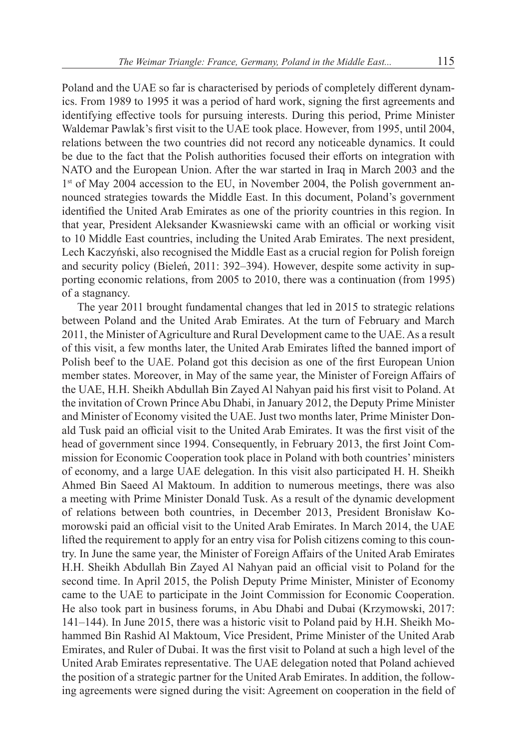Poland and the UAE so far is characterised by periods of completely different dynamics. From 1989 to 1995 it was a period of hard work, signing the first agreements and identifying effective tools for pursuing interests. During this period, Prime Minister Waldemar Pawlak's first visit to the UAE took place. However, from 1995, until 2004, relations between the two countries did not record any noticeable dynamics. It could be due to the fact that the Polish authorities focused their efforts on integration with NATO and the European Union. After the war started in Iraq in March 2003 and the 1st of May 2004 accession to the EU, in November 2004, the Polish government announced strategies towards the Middle East. In this document, Poland's government identified the United Arab Emirates as one of the priority countries in this region. In that year, President Aleksander Kwasniewski came with an official or working visit to 10 Middle East countries, including the United Arab Emirates. The next president, Lech Kaczyński, also recognised the Middle East as a crucial region for Polish foreign and security policy (Bieleń, 2011: 392–394). However, despite some activity in supporting economic relations, from 2005 to 2010, there was a continuation (from 1995) of a stagnancy.

The year 2011 brought fundamental changes that led in 2015 to strategic relations between Poland and the United Arab Emirates. At the turn of February and March 2011, the Minister of Agriculture and Rural Development came to the UAE. As a result of this visit, a few months later, the United Arab Emirates lifted the banned import of Polish beef to the UAE. Poland got this decision as one of the first European Union member states. Moreover, in May of the same year, the Minister of Foreign Affairs of the UAE, H.H. Sheikh Abdullah Bin Zayed Al Nahyan paid his first visit to Poland. At the invitation of Crown Prince Abu Dhabi, in January 2012, the Deputy Prime Minister and Minister of Economy visited the UAE. Just two months later, Prime Minister Donald Tusk paid an official visit to the United Arab Emirates. It was the first visit of the head of government since 1994. Consequently, in February 2013, the first Joint Commission for Economic Cooperation took place in Poland with both countries' ministers of economy, and a large UAE delegation. In this visit also participated H. H. Sheikh Ahmed Bin Saeed Al Maktoum. In addition to numerous meetings, there was also a meeting with Prime Minister Donald Tusk. As a result of the dynamic development of relations between both countries, in December 2013, President Bronisław Komorowski paid an official visit to the United Arab Emirates. In March 2014, the UAE lifted the requirement to apply for an entry visa for Polish citizens coming to this country. In June the same year, the Minister of Foreign Affairs of the United Arab Emirates H.H. Sheikh Abdullah Bin Zayed Al Nahyan paid an official visit to Poland for the second time. In April 2015, the Polish Deputy Prime Minister, Minister of Economy came to the UAE to participate in the Joint Commission for Economic Cooperation. He also took part in business forums, in Abu Dhabi and Dubai (Krzymowski, 2017: 141–144). In June 2015, there was a historic visit to Poland paid by H.H. Sheikh Mohammed Bin Rashid Al Maktoum, Vice President, Prime Minister of the United Arab Emirates, and Ruler of Dubai. It was the first visit to Poland at such a high level of the United Arab Emirates representative. The UAE delegation noted that Poland achieved the position of a strategic partner for the United Arab Emirates. In addition, the following agreements were signed during the visit: Agreement on cooperation in the field of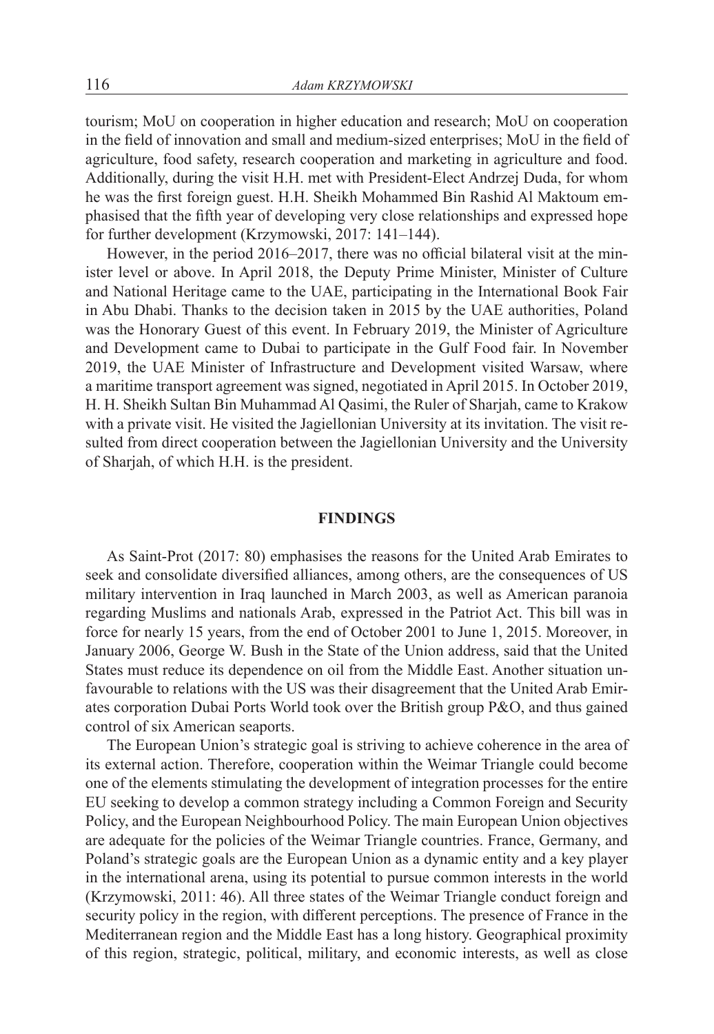tourism; MoU on cooperation in higher education and research; MoU on cooperation in the field of innovation and small and medium-sized enterprises; MoU in the field of agriculture, food safety, research cooperation and marketing in agriculture and food. Additionally, during the visit H.H. met with President-Elect Andrzej Duda, for whom he was the first foreign guest. H.H. Sheikh Mohammed Bin Rashid Al Maktoum emphasised that the fifth year of developing very close relationships and expressed hope for further development (Krzymowski, 2017: 141–144).

However, in the period 2016–2017, there was no official bilateral visit at the minister level or above. In April 2018, the Deputy Prime Minister, Minister of Culture and National Heritage came to the UAE, participating in the International Book Fair in Abu Dhabi. Thanks to the decision taken in 2015 by the UAE authorities, Poland was the Honorary Guest of this event. In February 2019, the Minister of Agriculture and Development came to Dubai to participate in the Gulf Food fair. In November 2019, the UAE Minister of Infrastructure and Development visited Warsaw, where a maritime transport agreement was signed, negotiated in April 2015. In October 2019, H. H. Sheikh Sultan Bin Muhammad Al Qasimi, the Ruler of Sharjah, came to Krakow with a private visit. He visited the Jagiellonian University at its invitation. The visit resulted from direct cooperation between the Jagiellonian University and the University of Sharjah, of which H.H. is the president.

## FINDINGS

As Saint-Prot (2017: 80) emphasises the reasons for the United Arab Emirates to seek and consolidate diversified alliances, among others, are the consequences of US military intervention in Iraq launched in March 2003, as well as American paranoia regarding Muslims and nationals Arab, expressed in the Patriot Act. This bill was in force for nearly 15 years, from the end of October 2001 to June 1, 2015. Moreover, in January 2006, George W. Bush in the State of the Union address, said that the United States must reduce its dependence on oil from the Middle East. Another situation unfavourable to relations with the US was their disagreement that the United Arab Emirates corporation Dubai Ports World took over the British group P&O, and thus gained control of six American seaports.

The European Union's strategic goal is striving to achieve coherence in the area of its external action. Therefore, cooperation within the Weimar Triangle could become one of the elements stimulating the development of integration processes for the entire EU seeking to develop a common strategy including a Common Foreign and Security Policy, and the European Neighbourhood Policy. The main European Union objectives are adequate for the policies of the Weimar Triangle countries. France, Germany, and Poland's strategic goals are the European Union as a dynamic entity and a key player in the international arena, using its potential to pursue common interests in the world (Krzymowski, 2011: 46). All three states of the Weimar Triangle conduct foreign and security policy in the region, with different perceptions. The presence of France in the Mediterranean region and the Middle East has a long history. Geographical proximity of this region, strategic, political, military, and economic interests, as well as close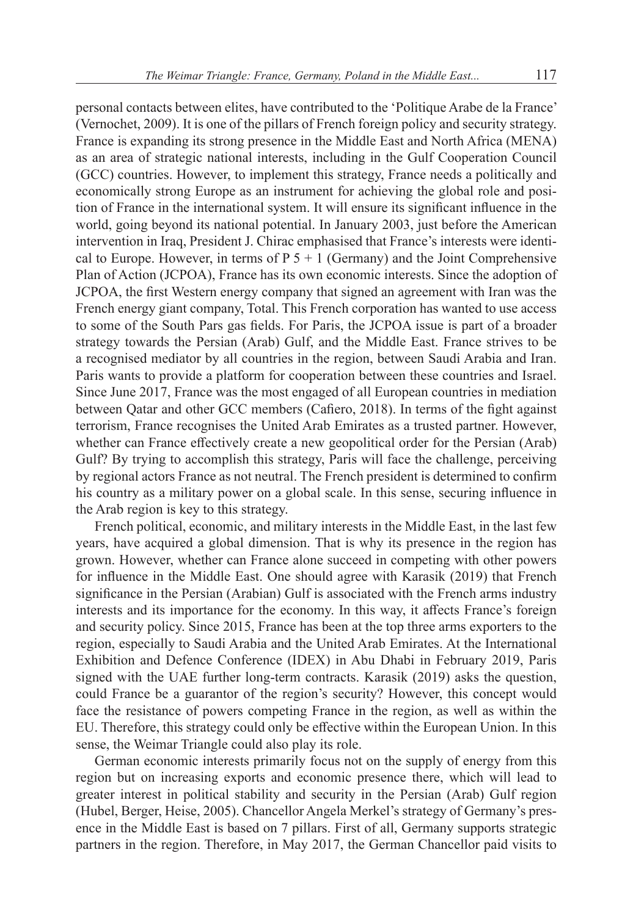personal contacts between elites, have contributed to the 'Politique Arabe de la France' (Vernochet, 2009). It is one of the pillars of French foreign policy and security strategy. France is expanding its strong presence in the Middle East and North Africa (MENA) as an area of strategic national interests, including in the Gulf Cooperation Council (GCC) countries. However, to implement this strategy, France needs a politically and economically strong Europe as an instrument for achieving the global role and position of France in the international system. It will ensure its significant influence in the world, going beyond its national potential. In January 2003, just before the American intervention in Iraq, President J. Chirac emphasised that France's interests were identical to Europe. However, in terms of P 5 + 1 (Germany) and the Joint Comprehensive Plan of Action (JCPOA), France has its own economic interests. Since the adoption of JCPOA, the first Western energy company that signed an agreement with Iran was the French energy giant company, Total. This French corporation has wanted to use access to some of the South Pars gas fields. For Paris, the JCPOA issue is part of a broader strategy towards the Persian (Arab) Gulf, and the Middle East. France strives to be a recognised mediator by all countries in the region, between Saudi Arabia and Iran. Paris wants to provide a platform for cooperation between these countries and Israel. Since June 2017, France was the most engaged of all European countries in mediation between Qatar and other GCC members (Cafiero, 2018). In terms of the fight against terrorism, France recognises the United Arab Emirates as a trusted partner. However, whether can France effectively create a new geopolitical order for the Persian (Arab) Gulf? By trying to accomplish this strategy, Paris will face the challenge, perceiving by regional actors France as not neutral. The French president is determined to confirm his country as a military power on a global scale. In this sense, securing influence in the Arab region is key to this strategy.

French political, economic, and military interests in the Middle East, in the last few years, have acquired a global dimension. That is why its presence in the region has grown. However, whether can France alone succeed in competing with other powers for influence in the Middle East. One should agree with Karasik (2019) that French significance in the Persian (Arabian) Gulf is associated with the French arms industry interests and its importance for the economy. In this way, it affects France's foreign and security policy. Since 2015, France has been at the top three arms exporters to the region, especially to Saudi Arabia and the United Arab Emirates. At the International Exhibition and Defence Conference (IDEX) in Abu Dhabi in February 2019, Paris signed with the UAE further long-term contracts. Karasik (2019) asks the question, could France be a guarantor of the region's security? However, this concept would face the resistance of powers competing France in the region, as well as within the EU. Therefore, this strategy could only be effective within the European Union. In this sense, the Weimar Triangle could also play its role.

German economic interests primarily focus not on the supply of energy from this region but on increasing exports and economic presence there, which will lead to greater interest in political stability and security in the Persian (Arab) Gulf region (Hubel, Berger, Heise, 2005). Chancellor Angela Merkel's strategy of Germany's presence in the Middle East is based on 7 pillars. First of all, Germany supports strategic partners in the region. Therefore, in May 2017, the German Chancellor paid visits to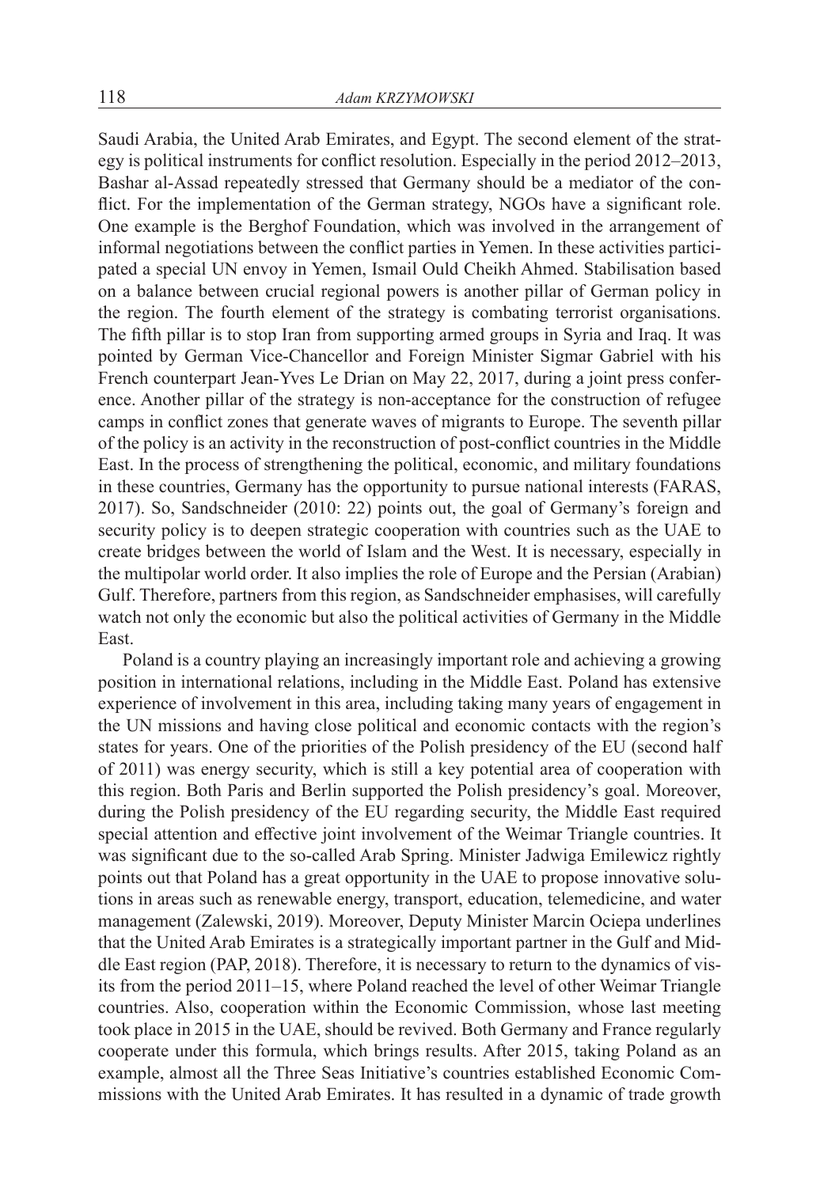Saudi Arabia, the United Arab Emirates, and Egypt. The second element of the strategy is political instruments for conflict resolution. Especially in the period 2012–2013, Bashar al-Assad repeatedly stressed that Germany should be a mediator of the conflict. For the implementation of the German strategy, NGOs have a significant role. One example is the Berghof Foundation, which was involved in the arrangement of informal negotiations between the conflict parties in Yemen. In these activities participated a special UN envoy in Yemen, Ismail Ould Cheikh Ahmed. Stabilisation based on a balance between crucial regional powers is another pillar of German policy in the region. The fourth element of the strategy is combating terrorist organisations. The fifth pillar is to stop Iran from supporting armed groups in Syria and Iraq. It was pointed by German Vice-Chancellor and Foreign Minister Sigmar Gabriel with his French counterpart Jean-Yves Le Drian on May 22, 2017, during a joint press conference. Another pillar of the strategy is non-acceptance for the construction of refugee camps in conflict zones that generate waves of migrants to Europe. The seventh pillar of the policy is an activity in the reconstruction of post-conflict countries in the Middle East. In the process of strengthening the political, economic, and military foundations in these countries, Germany has the opportunity to pursue national interests (FARAS, 2017). So, Sandschneider (2010: 22) points out, the goal of Germany's foreign and security policy is to deepen strategic cooperation with countries such as the UAE to create bridges between the world of Islam and the West. It is necessary, especially in the multipolar world order. It also implies the role of Europe and the Persian (Arabian) Gulf. Therefore, partners from this region, as Sandschneider emphasises, will carefully watch not only the economic but also the political activities of Germany in the Middle East.

Poland is a country playing an increasingly important role and achieving a growing position in international relations, including in the Middle East. Poland has extensive experience of involvement in this area, including taking many years of engagement in the UN missions and having close political and economic contacts with the region's states for years. One of the priorities of the Polish presidency of the EU (second half of 2011) was energy security, which is still a key potential area of cooperation with this region. Both Paris and Berlin supported the Polish presidency's goal. Moreover, during the Polish presidency of the EU regarding security, the Middle East required special attention and effective joint involvement of the Weimar Triangle countries. It was significant due to the so-called Arab Spring. Minister Jadwiga Emilewicz rightly points out that Poland has a great opportunity in the UAE to propose innovative solutions in areas such as renewable energy, transport, education, telemedicine, and water management (Zalewski, 2019). Moreover, Deputy Minister Marcin Ociepa underlines that the United Arab Emirates is a strategically important partner in the Gulf and Middle East region (PAP, 2018). Therefore, it is necessary to return to the dynamics of visits from the period 2011–15, where Poland reached the level of other Weimar Triangle countries. Also, cooperation within the Economic Commission, whose last meeting took place in 2015 in the UAE, should be revived. Both Germany and France regularly cooperate under this formula, which brings results. After 2015, taking Poland as an example, almost all the Three Seas Initiative's countries established Economic Commissions with the United Arab Emirates. It has resulted in a dynamic of trade growth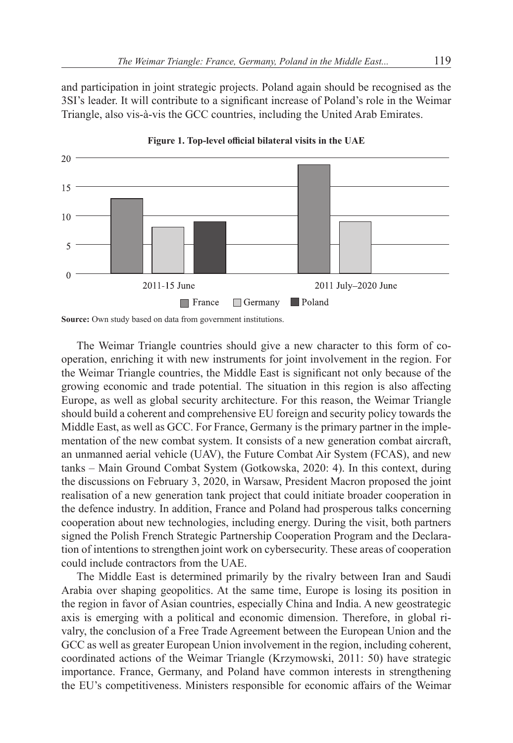and participation in joint strategic projects. Poland again should be recognised as the 3SI's leader. It will contribute to a significant increase of Poland's role in the Weimar Triangle, also vis-à-vis the GCC countries, including the United Arab Emirates.

**Figure 1. Top-level official bilateral visits in the UAE**

**Source:** Own study based on data from government institutions.

The Weimar Triangle countries should give a new character to this form of co-operation, enriching it with new instruments for joint involvement in the region. For the Weimar Triangle countries, the Middle East is significant not only because of the growing economic and trade potential. The situation in this region is also affecting Europe, as well as global security architecture. For this reason, the Weimar Triangle should build a coherent and comprehensive EU foreign and security policy towards the Middle East, as well as GCC. For France, Germany is the primary partner in the implementation of the new combat system. It consists of a new generation combat aircraft, an unmanned aerial vehicle (UAV), the Future Combat Air System (FCAS), and new tanks – Main Ground Combat System (Gotkowska, 2020: 4). In this context, during the discussions on February 3, 2020, in Warsaw, President Macron proposed the joint realisation of a new generation tank project that could initiate broader cooperation in the defence industry. In addition, France and Poland had prosperous talks concerning cooperation about new technologies, including energy. During the visit, both partners signed the Polish French Strategic Partnership Cooperation Program and the Declaration of intentions to strengthen joint work on cybersecurity. These areas of cooperation could include contractors from the UAE.

The Middle East is determined primarily by the rivalry between Iran and Saudi Arabia over shaping geopolitics. At the same time, Europe is losing its position in the region in favor of Asian countries, especially China and India. A new geostrategic axis is emerging with a political and economic dimension. Therefore, in global rivalry, the conclusion of a Free Trade Agreement between the European Union and the GCC as well as greater European Union involvement in the region, including coherent, coordinated actions of the Weimar Triangle (Krzymowski, 2011: 50) have strategic importance. France, Germany, and Poland have common interests in strengthening the EU's competitiveness. Ministers responsible for economic affairs of the Weimar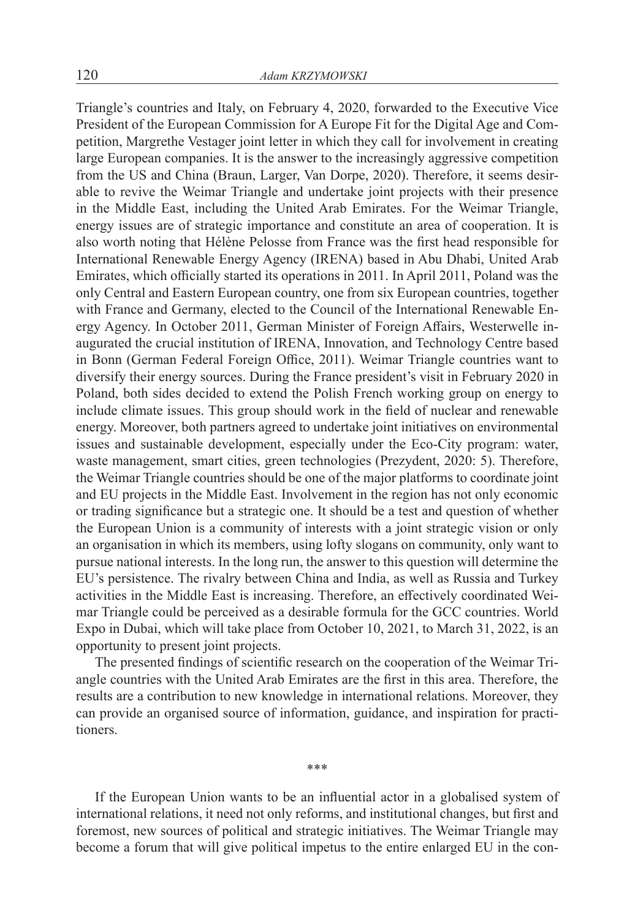Triangle's countries and Italy, on February 4, 2020, forwarded to the Executive Vice President of the European Commission for A Europe Fit for the Digital Age and Competition, Margrethe Vestager joint letter in which they call for involvement in creating large European companies. It is the answer to the increasingly aggressive competition from the US and China (Braun, Larger, Van Dorpe, 2020). Therefore, it seems desirable to revive the Weimar Triangle and undertake joint projects with their presence in the Middle East, including the United Arab Emirates. For the Weimar Triangle, energy issues are of strategic importance and constitute an area of cooperation. It is also worth noting that Hélène Pelosse from France was the first head responsible for International Renewable Energy Agency (IRENA) based in Abu Dhabi, United Arab Emirates, which officially started its operations in 2011. In April 2011, Poland was the only Central and Eastern European country, one from six European countries, together with France and Germany, elected to the Council of the International Renewable Energy Agency. In October 2011, German Minister of Foreign Affairs, Westerwelle inaugurated the crucial institution of IRENA, Innovation, and Technology Centre based in Bonn (German Federal Foreign Office, 2011). Weimar Triangle countries want to diversify their energy sources. During the France president's visit in February 2020 in Poland, both sides decided to extend the Polish French working group on energy to include climate issues. This group should work in the field of nuclear and renewable energy. Moreover, both partners agreed to undertake joint initiatives on environmental issues and sustainable development, especially under the Eco-City program: water, waste management, smart cities, green technologies (Prezydent, 2020: 5). Therefore, the Weimar Triangle countries should be one of the major platforms to coordinate joint and EU projects in the Middle East. Involvement in the region has not only economic or trading significance but a strategic one. It should be a test and question of whether the European Union is a community of interests with a joint strategic vision or only an organisation in which its members, using lofty slogans on community, only want to pursue national interests. In the long run, the answer to this question will determine the EU's persistence. The rivalry between China and India, as well as Russia and Turkey activities in the Middle East is increasing. Therefore, an effectively coordinated Weimar Triangle could be perceived as a desirable formula for the GCC countries. World Expo in Dubai, which will take place from October 10, 2021, to March 31, 2022, is an opportunity to present joint projects.

The presented findings of scientific research on the cooperation of the Weimar Triangle countries with the United Arab Emirates are the first in this area. Therefore, the results are a contribution to new knowledge in international relations. Moreover, they can provide an organised source of information, guidance, and inspiration for practitioners.

***

If the European Union wants to be an influential actor in a globalised system of international relations, it need not only reforms, and institutional changes, but first and foremost, new sources of political and strategic initiatives. The Weimar Triangle may become a forum that will give political impetus to the entire enlarged EU in the con-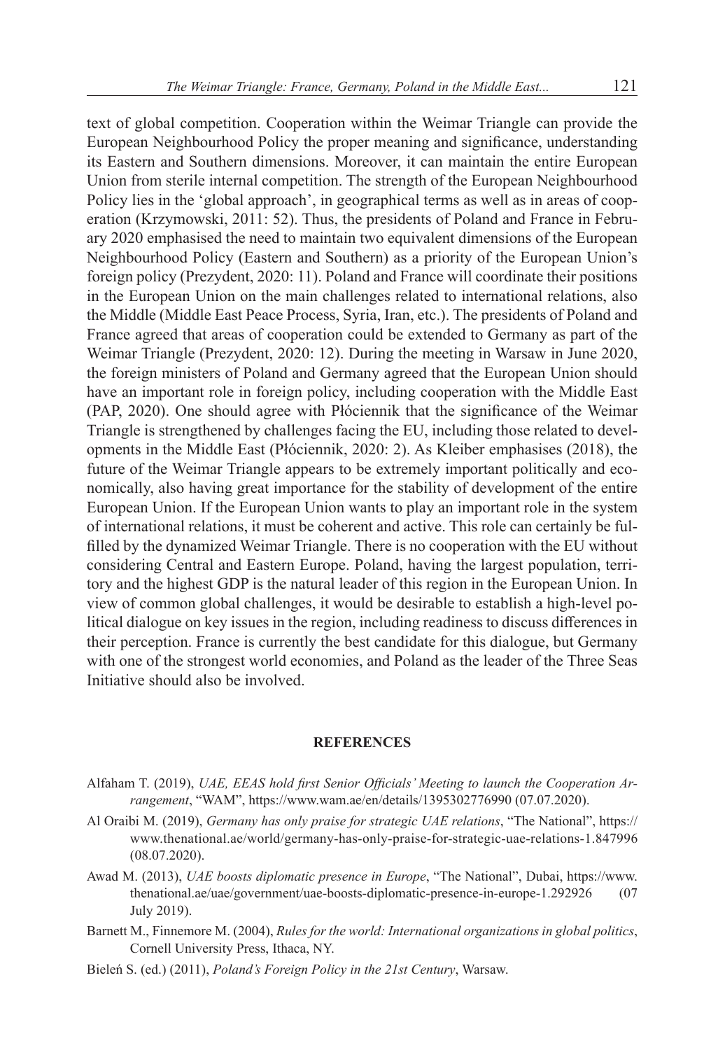text of global competition. Cooperation within the Weimar Triangle can provide the European Neighbourhood Policy the proper meaning and significance, understanding its Eastern and Southern dimensions. Moreover, it can maintain the entire European Union from sterile internal competition. The strength of the European Neighbourhood Policy lies in the 'global approach', in geographical terms as well as in areas of cooperation (Krzymowski, 2011: 52). Thus, the presidents of Poland and France in February 2020 emphasised the need to maintain two equivalent dimensions of the European Neighbourhood Policy (Eastern and Southern) as a priority of the European Union's foreign policy (Prezydent, 2020: 11). Poland and France will coordinate their positions in the European Union on the main challenges related to international relations, also the Middle (Middle East Peace Process, Syria, Iran, etc.). The presidents of Poland and France agreed that areas of cooperation could be extended to Germany as part of the Weimar Triangle (Prezydent, 2020: 12). During the meeting in Warsaw in June 2020, the foreign ministers of Poland and Germany agreed that the European Union should have an important role in foreign policy, including cooperation with the Middle East (PAP, 2020). One should agree with Płóciennik that the significance of the Weimar Triangle is strengthened by challenges facing the EU, including those related to developments in the Middle East (Płóciennik, 2020: 2). As Kleiber emphasises (2018), the future of the Weimar Triangle appears to be extremely important politically and economically, also having great importance for the stability of development of the entire European Union. If the European Union wants to play an important role in the system of international relations, it must be coherent and active. This role can certainly be fulfilled by the dynamized Weimar Triangle. There is no cooperation with the EU without considering Central and Eastern Europe. Poland, having the largest population, territory and the highest GDP is the natural leader of this region in the European Union. In view of common global challenges, it would be desirable to establish a high-level political dialogue on key issues in the region, including readiness to discuss differences in their perception. France is currently the best candidate for this dialogue, but Germany with one of the strongest world economies, and Poland as the leader of the Three Seas Initiative should also be involved.

## REFERENCES

Alfaham T. (2019), *UAE, EEAS hold first Senior Officials' Meeting to launch the Cooperation Arrangement*, "WAM", https://www.wam.ae/en/details/1395302776990 (07.07.2020).

Al Oraibi M. (2019), *Germany has only praise for strategic UAE relations*, "The National", https://www.thenational.ae/world/germany-has-only-praise-for-strategic-uae-relations-1.847996 (08.07.2020).

Awad M. (2013), *UAE boosts diplomatic presence in Europe*, "The National", Dubai, https://www.thenational.ae/uae/government/uae-boosts-diplomatic-presence-in-europe-1.292926 (07 July 2019).

Barnett M., Finnemore M. (2004), *Rules for the world: International organizations in global politics*, Cornell University Press, Ithaca, NY.

Bieleń S. (ed.) (2011), *Poland's Foreign Policy in the 21st Century*, Warsaw.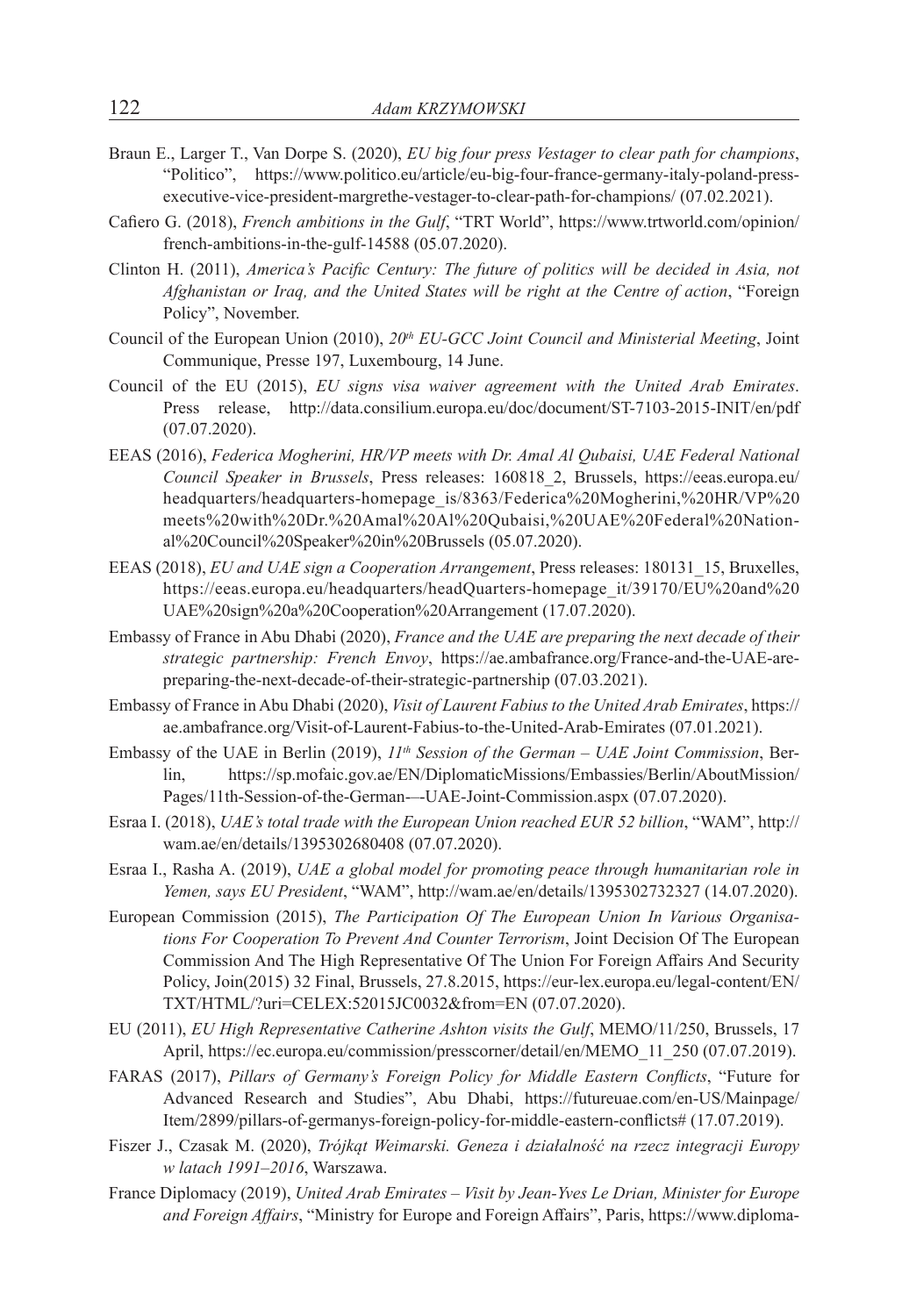Braun E., Larger T., Van Dorpe S. (2020), *EU big four press Vestager to clear path for champions*, "Politico", https://www.politico.eu/article/eu-big-four-france-germany-italy-poland-press-executive-vice-president-margrethe-vestager-to-clear-path-for-champions/ (07.02.2021).

Cafiero G. (2018), *French ambitions in the Gulf*, "TRT World", https://www.trtworld.com/opinion/french-ambitions-in-the-gulf-14588 (05.07.2020).

Clinton H. (2011), *America's Pacific Century: The future of politics will be decided in Asia, not Afghanistan or Iraq, and the United States will be right at the Centre of action*, "Foreign Policy", November.

Council of the European Union (2010), *20th EU-GCC Joint Council and Ministerial Meeting*, Joint Communique, Presse 197, Luxembourg, 14 June.

Council of the EU (2015), *EU signs visa waiver agreement with the United Arab Emirates*. Press release, http://data.consilium.europa.eu/doc/document/ST-7103-2015-INIT/en/pdf (07.07.2020).

EEAS (2016), *Federica Mogherini, HR/VP meets with Dr. Amal Al Qubaisi, UAE Federal National Council Speaker in Brussels*, Press releases: 160818_2, Brussels, https://eeas.europa.eu/headquarters/headquarters-homepage_is/8363/Federica%20Mogherini,%20HR/VP%20meets%20with%20Dr.%20Amal%20Al%20Qubaisi,%20UAE%20Federal%20National%20Council%20Speaker%20in%20Brussels (05.07.2020).

EEAS (2018), *EU and UAE sign a Cooperation Arrangement*, Press releases: 180131_15, Bruxelles, https://eeas.europa.eu/headquarters/headQuarters-homepage_it/39170/EU%20and%20UAE%20sign%20a%20Cooperation%20Arrangement (17.07.2020).

Embassy of France in Abu Dhabi (2020), *France and the UAE are preparing the next decade of their strategic partnership: French Envoy*, https://ae.ambafrance.org/France-and-the-UAE-are-preparing-the-next-decade-of-their-strategic-partnership (07.03.2021).

Embassy of France in Abu Dhabi (2020), *Visit of Laurent Fabius to the United Arab Emirates*, https://ae.ambafrance.org/Visit-of-Laurent-Fabius-to-the-United-Arab-Emirates (07.01.2021).

Embassy of the UAE in Berlin (2019), *11th Session of the German – UAE Joint Commission*, Berlin, https://sp.mofaic.gov.ae/EN/DiplomaticMissions/Embassies/Berlin/AboutMission/Pages/11th-Session-of-the-German-–-UAE-Joint-Commission.aspx (07.07.2020).

Esraa I. (2018), *UAE's total trade with the European Union reached EUR 52 billion*, "WAM", http://wam.ae/en/details/1395302680408 (07.07.2020).

Esraa I., Rasha A. (2019), *UAE a global model for promoting peace through humanitarian role in Yemen, says EU President*, "WAM", http://wam.ae/en/details/1395302732327 (14.07.2020).

European Commission (2015), *The Participation Of The European Union In Various Organisations For Cooperation To Prevent And Counter Terrorism*, Joint Decision Of The European Commission And The High Representative Of The Union For Foreign Affairs And Security Policy, Join(2015) 32 Final, Brussels, 27.8.2015, https://eur-lex.europa.eu/legal-content/EN/TXT/HTML/?uri=CELEX:52015JC0032&from=EN (07.07.2020).

EU (2011), *EU High Representative Catherine Ashton visits the Gulf*, MEMO/11/250, Brussels, 17 April, https://ec.europa.eu/commission/presscorner/detail/en/MEMO_11_250 (07.07.2019).

FARAS (2017), *Pillars of Germany's Foreign Policy for Middle Eastern Conflicts*, "Future for Advanced Research and Studies", Abu Dhabi, https://futureuae.com/en-US/Mainpage/Item/2899/pillars-of-germanys-foreign-policy-for-middle-eastern-conflicts# (17.07.2019).

Fiszer J., Czasak M. (2020), *Trójkąt Weimarski. Geneza i działalność na rzecz integracji Europy w latach 1991–2016*, Warszawa.

France Diplomacy (2019), *United Arab Emirates – Visit by Jean-Yves Le Drian, Minister for Europe and Foreign Affairs*, "Ministry for Europe and Foreign Affairs", Paris, https://www.diploma-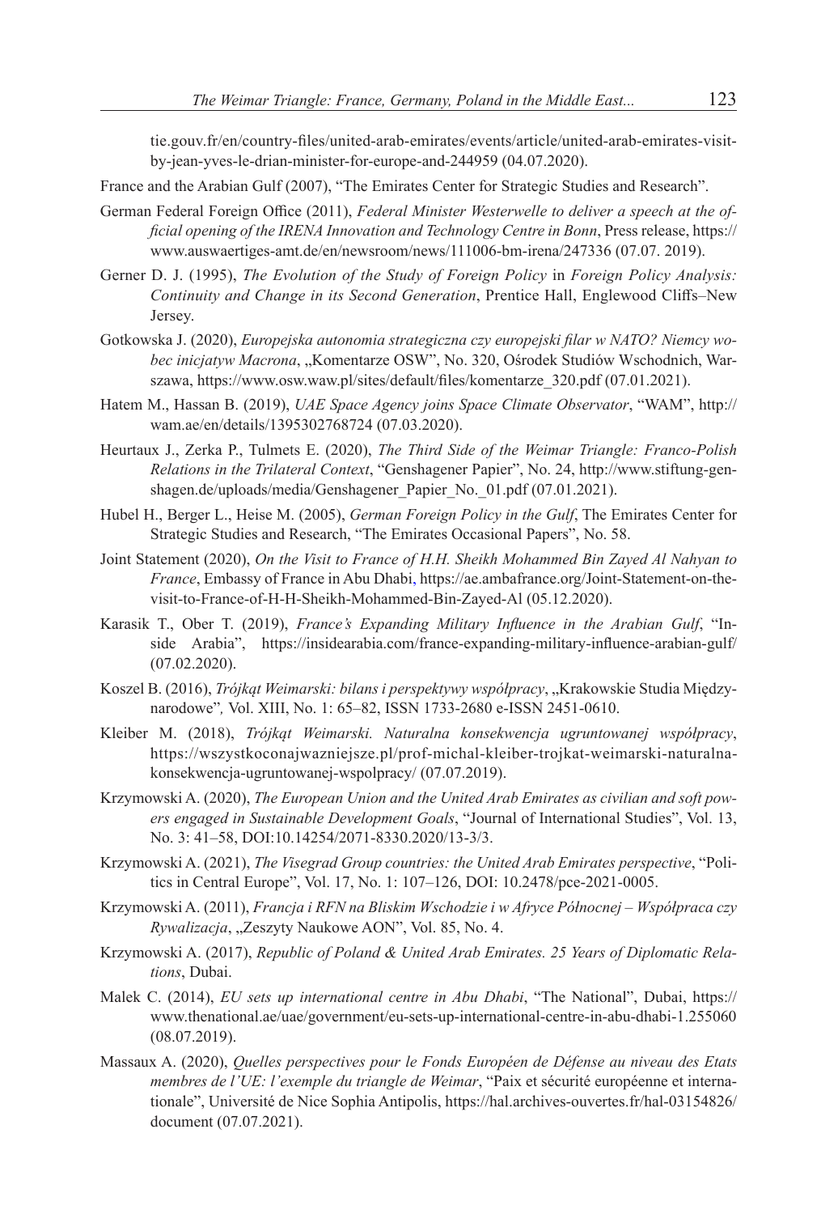tie.gouv.fr/en/country-files/united-arab-emirates/events/article/united-arab-emirates-visit-by-jean-yves-le-drian-minister-for-europe-and-244959 (04.07.2020).

France and the Arabian Gulf (2007), "The Emirates Center for Strategic Studies and Research".

German Federal Foreign Office (2011), *Federal Minister Westerwelle to deliver a speech at the official opening of the IRENA Innovation and Technology Centre in Bonn*, Press release, https://www.auswaertiges-amt.de/en/newsroom/news/111006-bm-irena/247336 (07.07. 2019).

Gerner D. J. (1995), *The Evolution of the Study of Foreign Policy* in *Foreign Policy Analysis: Continuity and Change in its Second Generation*, Prentice Hall, Englewood Cliffs–New Jersey.

Gotkowska J. (2020), *Europejska autonomia strategiczna czy europejski filar w NATO? Niemcy wobec inicjatyw Macrona*, „Komentarze OSW", No. 320, Ośrodek Studiów Wschodnich, Warszawa, https://www.osw.waw.pl/sites/default/files/komentarze_320.pdf (07.01.2021).

Hatem M., Hassan B. (2019), *UAE Space Agency joins Space Climate Observator*, "WAM", http://wam.ae/en/details/1395302768724 (07.03.2020).

Heurtaux J., Zerka P., Tulmets E. (2020), *The Third Side of the Weimar Triangle: Franco-Polish Relations in the Trilateral Context*, "Genshagener Papier", No. 24, http://www.stiftung-genshagen.de/uploads/media/Genshagener_Papier_No._01.pdf (07.01.2021).

Hubel H., Berger L., Heise M. (2005), *German Foreign Policy in the Gulf*, The Emirates Center for Strategic Studies and Research, "The Emirates Occasional Papers", No. 58.

Joint Statement (2020), *On the Visit to France of H.H. Sheikh Mohammed Bin Zayed Al Nahyan to France*, Embassy of France in Abu Dhabi, https://ae.ambafrance.org/Joint-Statement-on-the-visit-to-France-of-H-H-Sheikh-Mohammed-Bin-Zayed-Al (05.12.2020).

Karasik T., Ober T. (2019), *France's Expanding Military Influence in the Arabian Gulf*, "Inside Arabia", https://insidearabia.com/france-expanding-military-influence-arabian-gulf/ (07.02.2020).

Koszel B. (2016), *Trójkąt Weimarski: bilans i perspektywy współpracy*, „Krakowskie Studia Międzynarodowe", Vol. XIII, No. 1: 65–82, ISSN 1733-2680 e-ISSN 2451-0610.

Kleiber M. (2018), *Trójkąt Weimarski. Naturalna konsekwencja ugruntowanej współpracy*, https://wszystkoconajwazniejsze.pl/prof-michal-kleiber-trojkat-weimarski-naturalna-konsekwencja-ugruntowanej-wspolpracy/ (07.07.2019).

Krzymowski A. (2020), *The European Union and the United Arab Emirates as civilian and soft powers engaged in Sustainable Development Goals*, "Journal of International Studies", Vol. 13, No. 3: 41–58, DOI:10.14254/2071-8330.2020/13-3/3.

Krzymowski A. (2021), *The Visegrad Group countries: the United Arab Emirates perspective*, "Politics in Central Europe", Vol. 17, No. 1: 107–126, DOI: 10.2478/pce-2021-0005.

Krzymowski A. (2011), *Francja i RFN na Bliskim Wschodzie i w Afryce Północnej – Współpraca czy Rywalizacja*, „Zeszyty Naukowe AON", Vol. 85, No. 4.

Krzymowski A. (2017), *Republic of Poland & United Arab Emirates. 25 Years of Diplomatic Relations*, Dubai.

Malek C. (2014), *EU sets up international centre in Abu Dhabi*, "The National", Dubai, https://www.thenational.ae/uae/government/eu-sets-up-international-centre-in-abu-dhabi-1.255060 (08.07.2019).

Massaux A. (2020), *Quelles perspectives pour le Fonds Européen de Défense au niveau des Etats membres de l'UE: l'exemple du triangle de Weimar*, "Paix et sécurité européenne et internationale", Université de Nice Sophia Antipolis, https://hal.archives-ouvertes.fr/hal-03154826/document (07.07.2021).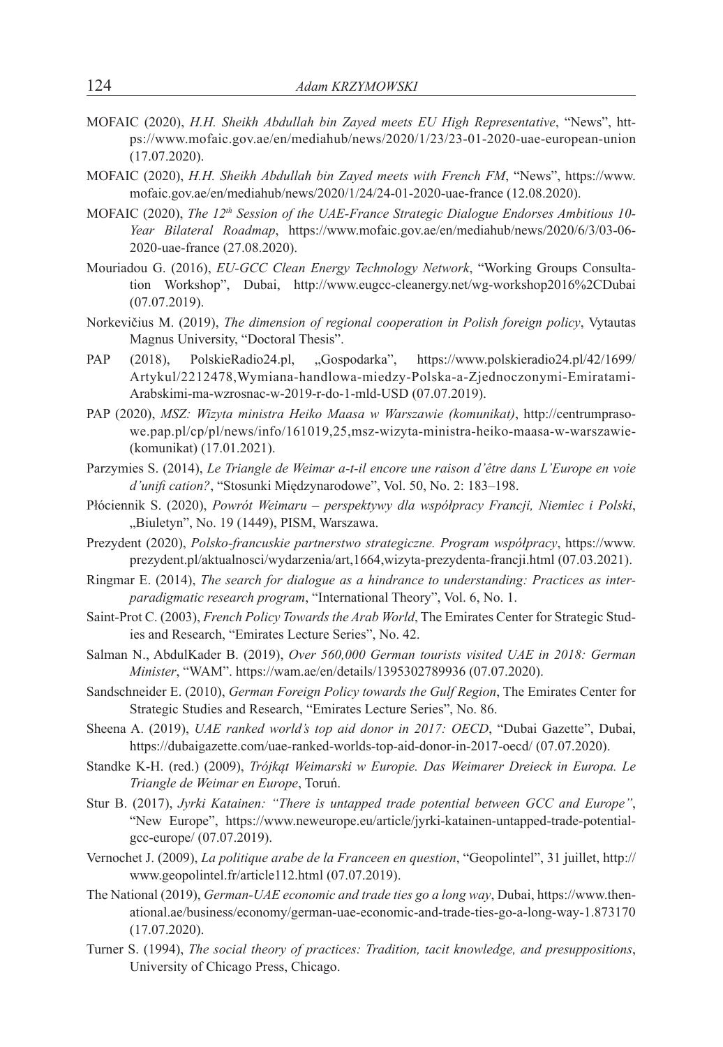MOFAIC (2020), *H.H. Sheikh Abdullah bin Zayed meets EU High Representative*, "News", https://www.mofaic.gov.ae/en/mediahub/news/2020/1/23/23-01-2020-uae-european-union (17.07.2020).

MOFAIC (2020), *H.H. Sheikh Abdullah bin Zayed meets with French FM*, "News", https://www.mofaic.gov.ae/en/mediahub/news/2020/1/24/24-01-2020-uae-france (12.08.2020).

MOFAIC (2020), *The 12th Session of the UAE-France Strategic Dialogue Endorses Ambitious 10-Year Bilateral Roadmap*, https://www.mofaic.gov.ae/en/mediahub/news/2020/6/3/03-06-2020-uae-france (27.08.2020).

Mouriadou G. (2016), *EU-GCC Clean Energy Technology Network*, "Working Groups Consultation Workshop", Dubai, http://www.eugcc-cleanergy.net/wg-workshop2016%2CDubai (07.07.2019).

Norkevičius M. (2019), *The dimension of regional cooperation in Polish foreign policy*, Vytautas Magnus University, "Doctoral Thesis".

PAP (2018), PolskieRadio24.pl, „Gospodarka", https://www.polskieradio24.pl/42/1699/Artykul/2212478,Wymiana-handlowa-miedzy-Polska-a-Zjednoczonymi-Emiratami-Arabskimi-ma-wzrosnac-w-2019-r-do-1-mld-USD (07.07.2019).

PAP (2020), *MSZ: Wizyta ministra Heiko Maasa w Warszawie (komunikat)*, http://centrumprasowe.pap.pl/cp/pl/news/info/161019,25,msz-wizyta-ministra-heiko-maasa-w-warszawie-(komunikat) (17.01.2021).

Parzymies S. (2014), *Le Triangle de Weimar a-t-il encore une raison d'être dans L'Europe en voie d'unifi cation?*, "Stosunki Międzynarodowe", Vol. 50, No. 2: 183–198.

Płóciennik S. (2020), *Powrót Weimaru – perspektywy dla współpracy Francji, Niemiec i Polski*, „Biuletyn", No. 19 (1449), PISM, Warszawa.

Prezydent (2020), *Polsko-francuskie partnerstwo strategiczne. Program współpracy*, https://www.prezydent.pl/aktualnosci/wydarzenia/art,1664,wizyta-prezydenta-francji.html (07.03.2021).

Ringmar E. (2014), *The search for dialogue as a hindrance to understanding: Practices as inter-paradigmatic research program*, "International Theory", Vol. 6, No. 1.

Saint-Prot C. (2003), *French Policy Towards the Arab World*, The Emirates Center for Strategic Studies and Research, "Emirates Lecture Series", No. 42.

Salman N., AbdulKader B. (2019), *Over 560,000 German tourists visited UAE in 2018: German Minister*, "WAM". https://wam.ae/en/details/1395302789936 (07.07.2020).

Sandschneider E. (2010), *German Foreign Policy towards the Gulf Region*, The Emirates Center for Strategic Studies and Research, "Emirates Lecture Series", No. 86.

Sheena A. (2019), *UAE ranked world's top aid donor in 2017: OECD*, "Dubai Gazette", Dubai, https://dubaigazette.com/uae-ranked-worlds-top-aid-donor-in-2017-oecd/ (07.07.2020).

Standke K-H. (red.) (2009), *Trójkąt Weimarski w Europie. Das Weimarer Dreieck in Europa. Le Triangle de Weimar en Europe*, Toruń.

Stur B. (2017), *Jyrki Katainen: "There is untapped trade potential between GCC and Europe"*, "New Europe", https://www.neweurope.eu/article/jyrki-katainen-untapped-trade-potential-gcc-europe/ (07.07.2019).

Vernochet J. (2009), *La politique arabe de la Franceen en question*, "Geopolintel", 31 juillet, http://www.geopolintel.fr/article112.html (07.07.2019).

The National (2019), *German-UAE economic and trade ties go a long way*, Dubai, https://www.thenational.ae/business/economy/german-uae-economic-and-trade-ties-go-a-long-way-1.873170 (17.07.2020).

Turner S. (1994), *The social theory of practices: Tradition, tacit knowledge, and presuppositions*, University of Chicago Press, Chicago.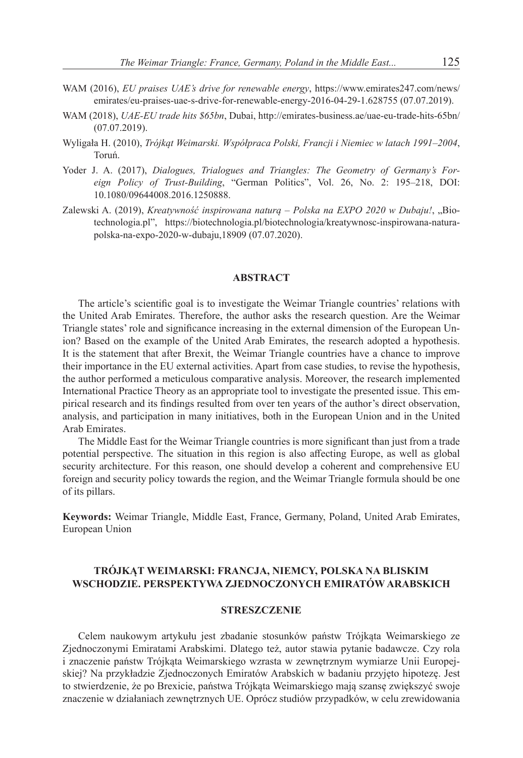WAM (2016), *EU praises UAE's drive for renewable energy*, https://www.emirates247.com/news/emirates/eu-praises-uae-s-drive-for-renewable-energy-2016-04-29-1.628755 (07.07.2019).

WAM (2018), *UAE-EU trade hits $65bn*, Dubai, http://emirates-business.ae/uae-eu-trade-hits-65bn/ (07.07.2019).

Wyligała H. (2010), *Trójkąt Weimarski. Współpraca Polski, Francji i Niemiec w latach 1991–2004*, Toruń.

Yoder J. A. (2017), *Dialogues, Trialogues and Triangles: The Geometry of Germany's Foreign Policy of Trust-Building*, "German Politics", Vol. 26, No. 2: 195–218, DOI: 10.1080/09644008.2016.1250888.

Zalewski A. (2019), *Kreatywność inspirowana naturą – Polska na EXPO 2020 w Dubaju!*, „Biotechnologia.pl", https://biotechnologia.pl/biotechnologia/kreatywnosc-inspirowana-natura-polska-na-expo-2020-w-dubaju,18909 (07.07.2020).

## ABSTRACT

The article's scientific goal is to investigate the Weimar Triangle countries' relations with the United Arab Emirates. Therefore, the author asks the research question. Are the Weimar Triangle states' role and significance increasing in the external dimension of the European Union? Based on the example of the United Arab Emirates, the research adopted a hypothesis. It is the statement that after Brexit, the Weimar Triangle countries have a chance to improve their importance in the EU external activities. Apart from case studies, to revise the hypothesis, the author performed a meticulous comparative analysis. Moreover, the research implemented International Practice Theory as an appropriate tool to investigate the presented issue. This empirical research and its findings resulted from over ten years of the author's direct observation, analysis, and participation in many initiatives, both in the European Union and in the United Arab Emirates.

The Middle East for the Weimar Triangle countries is more significant than just from a trade potential perspective. The situation in this region is also affecting Europe, as well as global security architecture. For this reason, one should develop a coherent and comprehensive EU foreign and security policy towards the region, and the Weimar Triangle formula should be one of its pillars.

**Keywords:** Weimar Triangle, Middle East, France, Germany, Poland, United Arab Emirates, European Union

## TRÓJKĄT WEIMARSKI: FRANCJA, NIEMCY, POLSKA NA BLISKIM WSCHODZIE. PERSPEKTYWA ZJEDNOCZONYCH EMIRATÓW ARABSKICH

### STRESZCZENIE

Celem naukowym artykułu jest zbadanie stosunków państw Trójkąta Weimarskiego ze Zjednoczonymi Emiratami Arabskimi. Dlatego też, autor stawia pytanie badawcze. Czy rola i znaczenie państw Trójkąta Weimarskiego wzrasta w zewnętrznym wymiarze Unii Europejskiej? Na przykładzie Zjednoczonych Emiratów Arabskich w badaniu przyjęto hipotezę. Jest to stwierdzenie, że po Brexicie, państwa Trójkąta Weimarskiego mają szansę zwiększyć swoje znaczenie w działaniach zewnętrznych UE. Oprócz studiów przypadków, w celu zrewidowania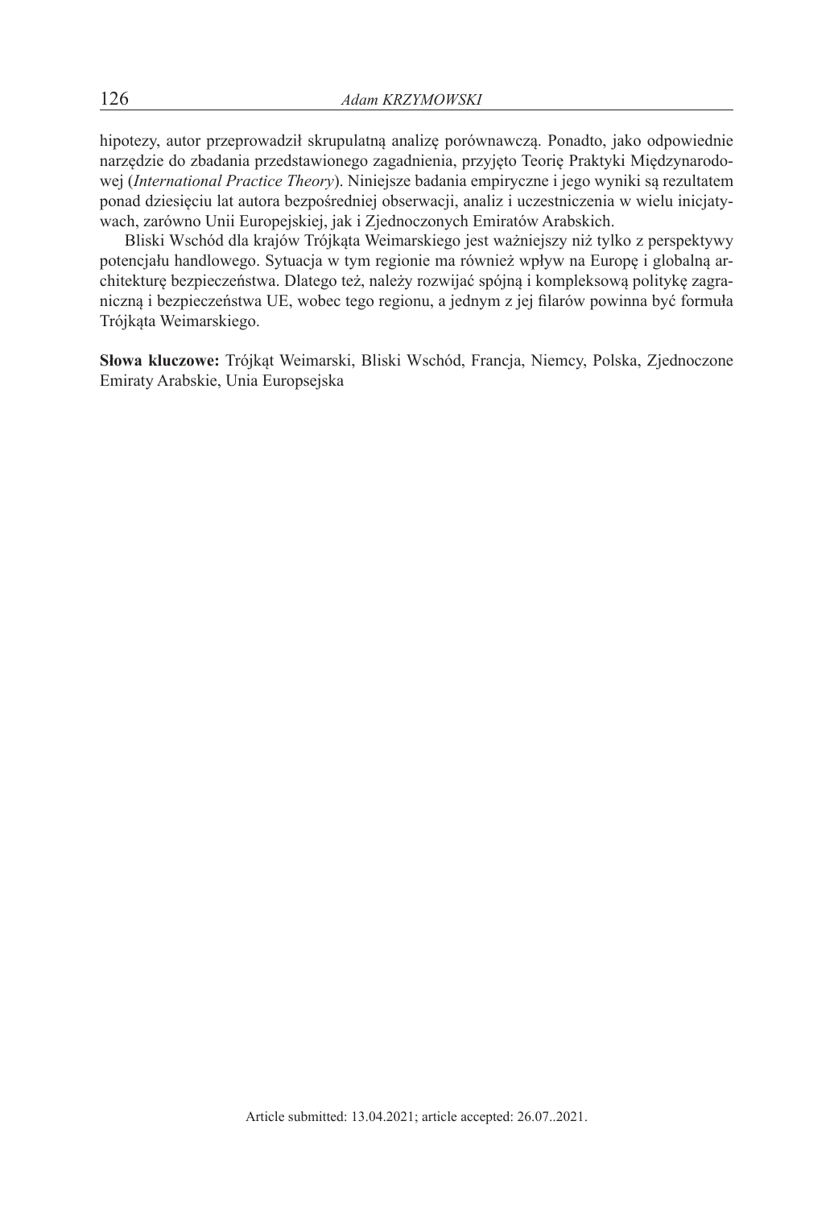hipotezy, autor przeprowadził skrupulatną analizę porównawczą. Ponadto, jako odpowiednie narzędzie do zbadania przedstawionego zagadnienia, przyjęto Teorię Praktyki Międzynarodowej (*International Practice Theory*). Niniejsze badania empiryczne i jego wyniki są rezultatem ponad dziesięciu lat autora bezpośredniej obserwacji, analiz i uczestniczenia w wielu inicjatywach, zarówno Unii Europejskiej, jak i Zjednoczonych Emiratów Arabskich.

Bliski Wschód dla krajów Trójkąta Weimarskiego jest ważniejszy niż tylko z perspektywy potencjału handlowego. Sytuacja w tym regionie ma również wpływ na Europę i globalną architekturę bezpieczeństwa. Dlatego też, należy rozwijać spójną i kompleksową politykę zagraniczną i bezpieczeństwa UE, wobec tego regionu, a jednym z jej filarów powinna być formuła Trójkąta Weimarskiego.

**Słowa kluczowe:** Trójkąt Weimarski, Bliski Wschód, Francja, Niemcy, Polska, Zjednoczone Emiraty Arabskie, Unia Europsejska

Article submitted: 13.04.2021; article accepted: 26.07..2021.